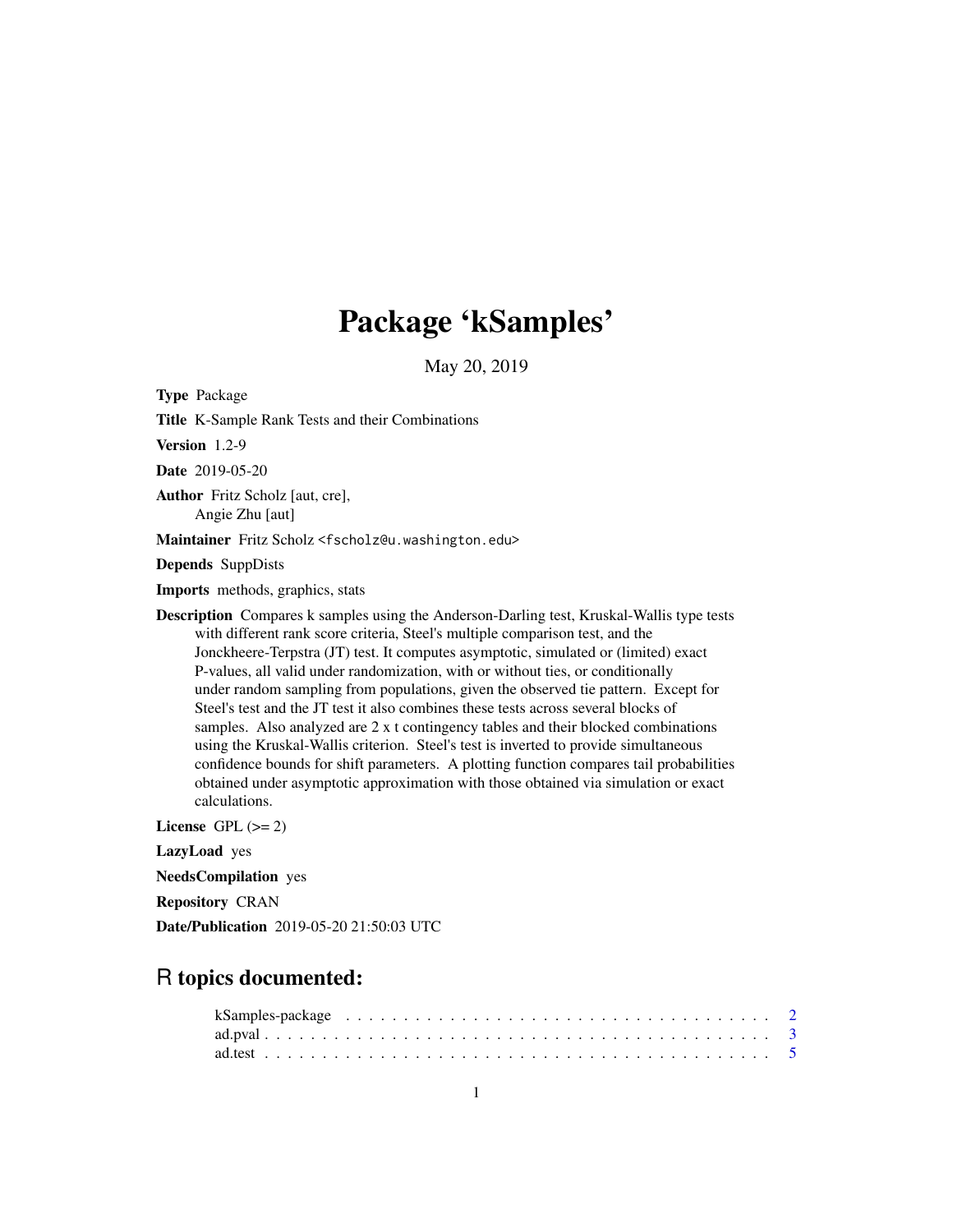# Package 'kSamples'

May 20, 2019

**Type** Package

**Title** K-Sample Rank Tests and their Combinations

**Version** 1.2-9

**Date** 2019-05-20

**Author** Fritz Scholz [aut, cre],
Angie Zhu [aut]

**Maintainer** Fritz Scholz <fscholz@u.washington.edu>

**Depends** SuppDists

**Imports** methods, graphics, stats

**Description** Compares k samples using the Anderson-Darling test, Kruskal-Wallis type tests with different rank score criteria, Steel's multiple comparison test, and the Jonckheere-Terpstra (JT) test. It computes asymptotic, simulated or (limited) exact P-values, all valid under randomization, with or without ties, or conditionally under random sampling from populations, given the observed tie pattern. Except for Steel's test and the JT test it also combines these tests across several blocks of samples. Also analyzed are 2 x t contingency tables and their blocked combinations using the Kruskal-Wallis criterion. Steel's test is inverted to provide simultaneous confidence bounds for shift parameters. A plotting function compares tail probabilities obtained under asymptotic approximation with those obtained via simulation or exact calculations.

**License** GPL (>= 2)

**LazyLoad** yes

**NeedsCompilation** yes

**Repository** CRAN

**Date/Publication** 2019-05-20 21:50:03 UTC

## R topics documented:

kSamples-package . . . . . . . . . . . . . . . . . . . . . . . . . . . . . . . . . . . . . . 2
ad.pval . . . . . . . . . . . . . . . . . . . . . . . . . . . . . . . . . . . . . . . . . . . . 3
ad.test . . . . . . . . . . . . . . . . . . . . . . . . . . . . . . . . . . . . . . . . . . . . 5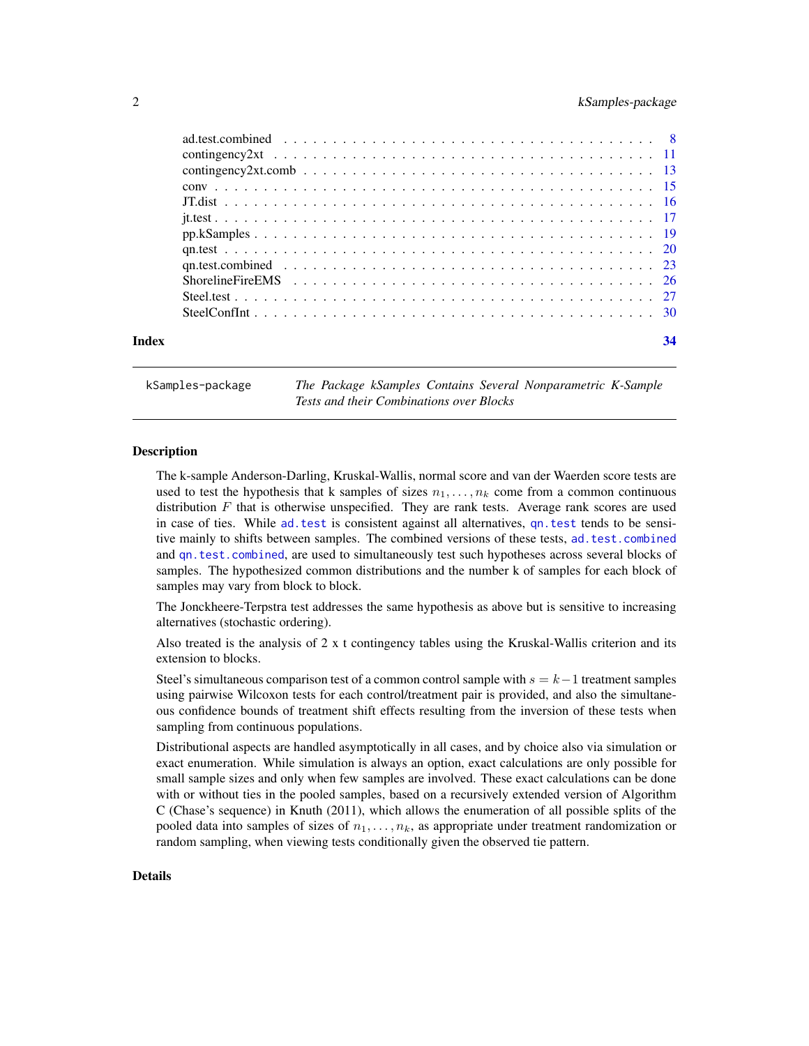| | |
|---|---|
| ad.test.combined | 8 |
| contingency2xt | 11 |
| contingency2xt.comb | 13 |
| conv | 15 |
| JT.dist | 16 |
| jt.test | 17 |
| pp.kSamples | 19 |
| qn.test | 20 |
| qn.test.combined | 23 |
| ShorelineFireEMS | 26 |
| Steel.test | 27 |
| SteelConfInt | 30 |

**Index** 34

---

kSamples-package — *The Package kSamples Contains Several Nonparametric K-Sample Tests and their Combinations over Blocks*

---

## Description

The k-sample Anderson-Darling, Kruskal-Wallis, normal score and van der Waerden score tests are used to test the hypothesis that k samples of sizes $n_1, \ldots, n_k$ come from a common continuous distribution $F$ that is otherwise unspecified. They are rank tests. Average rank scores are used in case of ties. While `ad.test` is consistent against all alternatives, `qn.test` tends to be sensitive mainly to shifts between samples. The combined versions of these tests, `ad.test.combined` and `qn.test.combined`, are used to simultaneously test such hypotheses across several blocks of samples. The hypothesized common distributions and the number k of samples for each block of samples may vary from block to block.

The Jonckheere-Terpstra test addresses the same hypothesis as above but is sensitive to increasing alternatives (stochastic ordering).

Also treated is the analysis of 2 x t contingency tables using the Kruskal-Wallis criterion and its extension to blocks.

Steel's simultaneous comparison test of a common control sample with $s = k-1$ treatment samples using pairwise Wilcoxon tests for each control/treatment pair is provided, and also the simultaneous confidence bounds of treatment shift effects resulting from the inversion of these tests when sampling from continuous populations.

Distributional aspects are handled asymptotically in all cases, and by choice also via simulation or exact enumeration. While simulation is always an option, exact calculations are only possible for small sample sizes and only when few samples are involved. These exact calculations can be done with or without ties in the pooled samples, based on a recursively extended version of Algorithm C (Chase's sequence) in Knuth (2011), which allows the enumeration of all possible splits of the pooled data into samples of sizes of $n_1, \ldots, n_k$, as appropriate under treatment randomization or random sampling, when viewing tests conditionally given the observed tie pattern.

## Details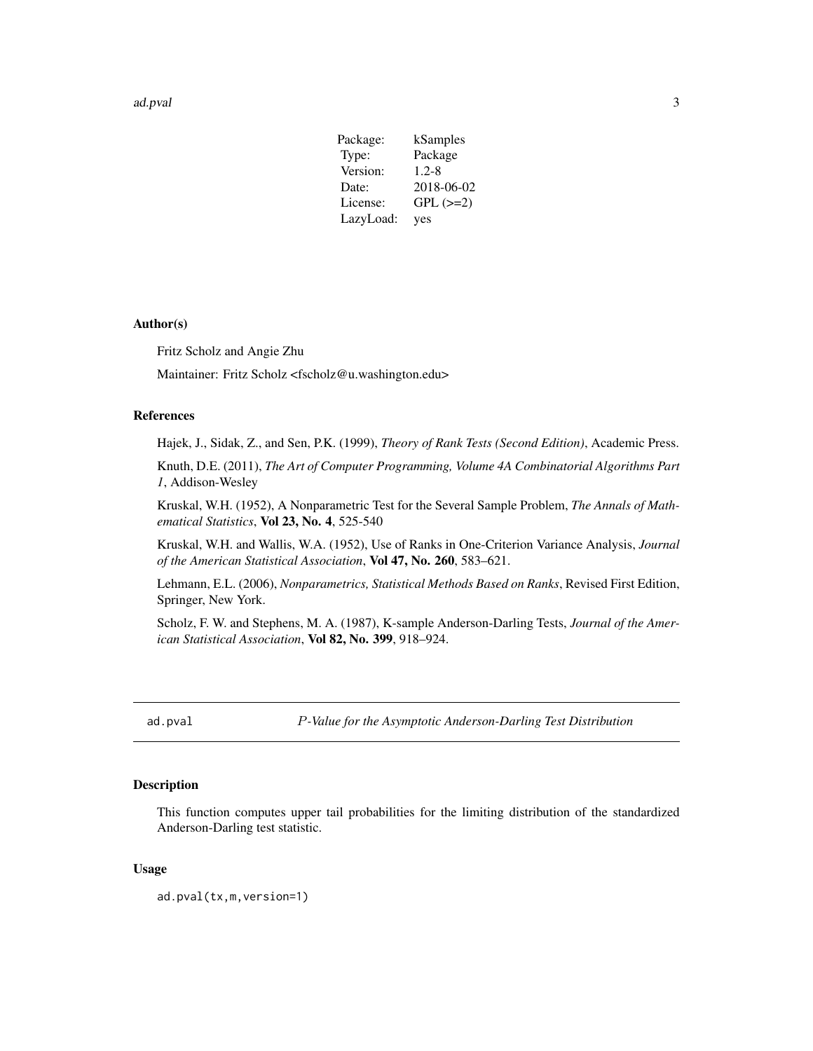| Package: | kSamples |
| --- | --- |
| Type: | Package |
| Version: | 1.2-8 |
| Date: | 2018-06-02 |
| License: | GPL (>=2) |
| LazyLoad: | yes |

### Author(s)

Fritz Scholz and Angie Zhu

Maintainer: Fritz Scholz <fscholz@u.washington.edu>

### References

Hajek, J., Sidak, Z., and Sen, P.K. (1999), *Theory of Rank Tests (Second Edition)*, Academic Press.

Knuth, D.E. (2011), *The Art of Computer Programming, Volume 4A Combinatorial Algorithms Part 1*, Addison-Wesley

Kruskal, W.H. (1952), A Nonparametric Test for the Several Sample Problem, *The Annals of Mathematical Statistics*, **Vol 23, No. 4**, 525-540

Kruskal, W.H. and Wallis, W.A. (1952), Use of Ranks in One-Criterion Variance Analysis, *Journal of the American Statistical Association*, **Vol 47, No. 260**, 583–621.

Lehmann, E.L. (2006), *Nonparametrics, Statistical Methods Based on Ranks*, Revised First Edition, Springer, New York.

Scholz, F. W. and Stephens, M. A. (1987), K-sample Anderson-Darling Tests, *Journal of the American Statistical Association*, **Vol 82, No. 399**, 918–924.

---

## ad.pval — *$P$-Value for the Asymptotic Anderson-Darling Test Distribution*

### Description

This function computes upper tail probabilities for the limiting distribution of the standardized Anderson-Darling test statistic.

### Usage

```
ad.pval(tx,m,version=1)
```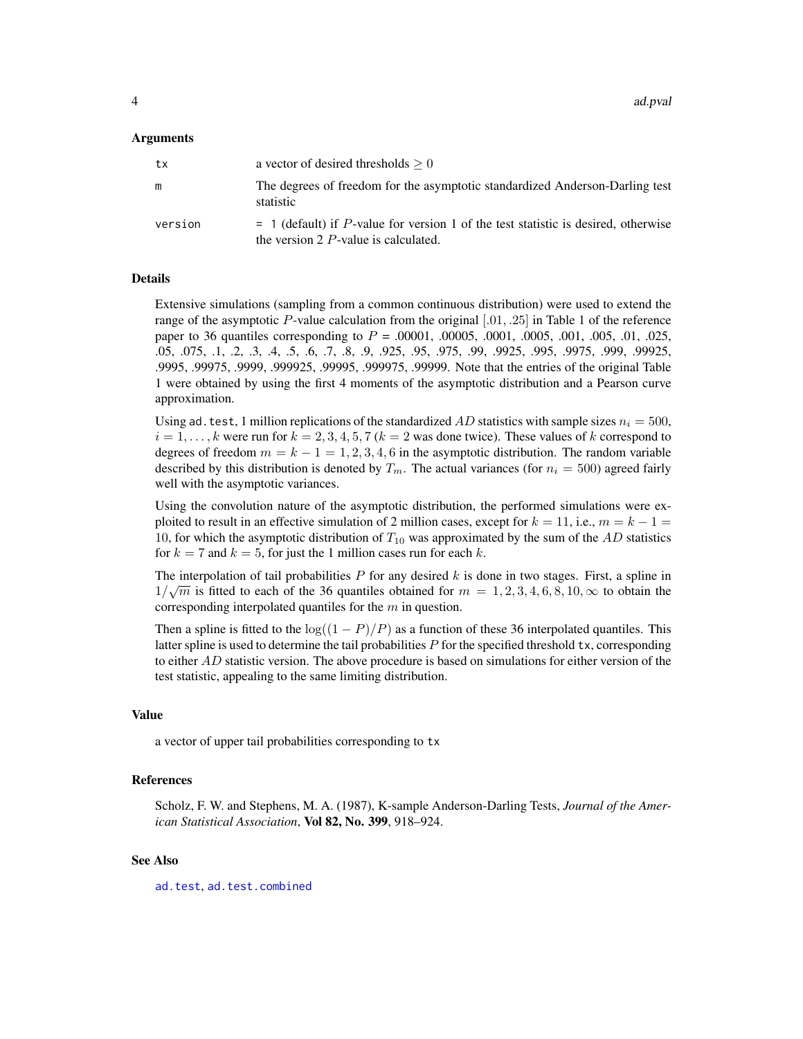### Arguments

| | |
|---|---|
| `tx` | a vector of desired thresholds $\geq 0$ |
| `m` | The degrees of freedom for the asymptotic standardized Anderson-Darling test statistic |
| `version` | `= 1` (default) if $P$-value for version 1 of the test statistic is desired, otherwise the version 2 $P$-value is calculated. |

### Details

Extensive simulations (sampling from a common continuous distribution) were used to extend the range of the asymptotic $P$-value calculation from the original $[.01, .25]$ in Table 1 of the reference paper to 36 quantiles corresponding to $P$ = .00001, .00005, .0001, .0005, .001, .005, .01, .025, .05, .075, .1, .2, .3, .4, .5, .6, .7, .8, .9, .925, .95, .975, .99, .9925, .995, .9975, .999, .99925, .9995, .99975, .9999, .999925, .99995, .999975, .99999. Note that the entries of the original Table 1 were obtained by using the first 4 moments of the asymptotic distribution and a Pearson curve approximation.

Using `ad.test`, 1 million replications of the standardized $AD$ statistics with sample sizes $n_i = 500$, $i = 1, \ldots, k$ were run for $k = 2, 3, 4, 5, 7$ ($k = 2$ was done twice). These values of $k$ correspond to degrees of freedom $m = k - 1 = 1, 2, 3, 4, 6$ in the asymptotic distribution. The random variable described by this distribution is denoted by $T_m$. The actual variances (for $n_i = 500$) agreed fairly well with the asymptotic variances.

Using the convolution nature of the asymptotic distribution, the performed simulations were exploited to result in an effective simulation of 2 million cases, except for $k = 11$, i.e., $m = k - 1 = 10$, for which the asymptotic distribution of $T_{10}$ was approximated by the sum of the $AD$ statistics for $k = 7$ and $k = 5$, for just the 1 million cases run for each $k$.

The interpolation of tail probabilities $P$ for any desired $k$ is done in two stages. First, a spline in $1/\sqrt{m}$ is fitted to each of the 36 quantiles obtained for $m = 1, 2, 3, 4, 6, 8, 10, \infty$ to obtain the corresponding interpolated quantiles for the $m$ in question.

Then a spline is fitted to the $\log((1 - P)/P)$ as a function of these 36 interpolated quantiles. This latter spline is used to determine the tail probabilities $P$ for the specified threshold `tx`, corresponding to either $AD$ statistic version. The above procedure is based on simulations for either version of the test statistic, appealing to the same limiting distribution.

### Value

a vector of upper tail probabilities corresponding to `tx`

### References

Scholz, F. W. and Stephens, M. A. (1987), K-sample Anderson-Darling Tests, *Journal of the American Statistical Association*, **Vol 82, No. 399**, 918–924.

### See Also

`ad.test`, `ad.test.combined`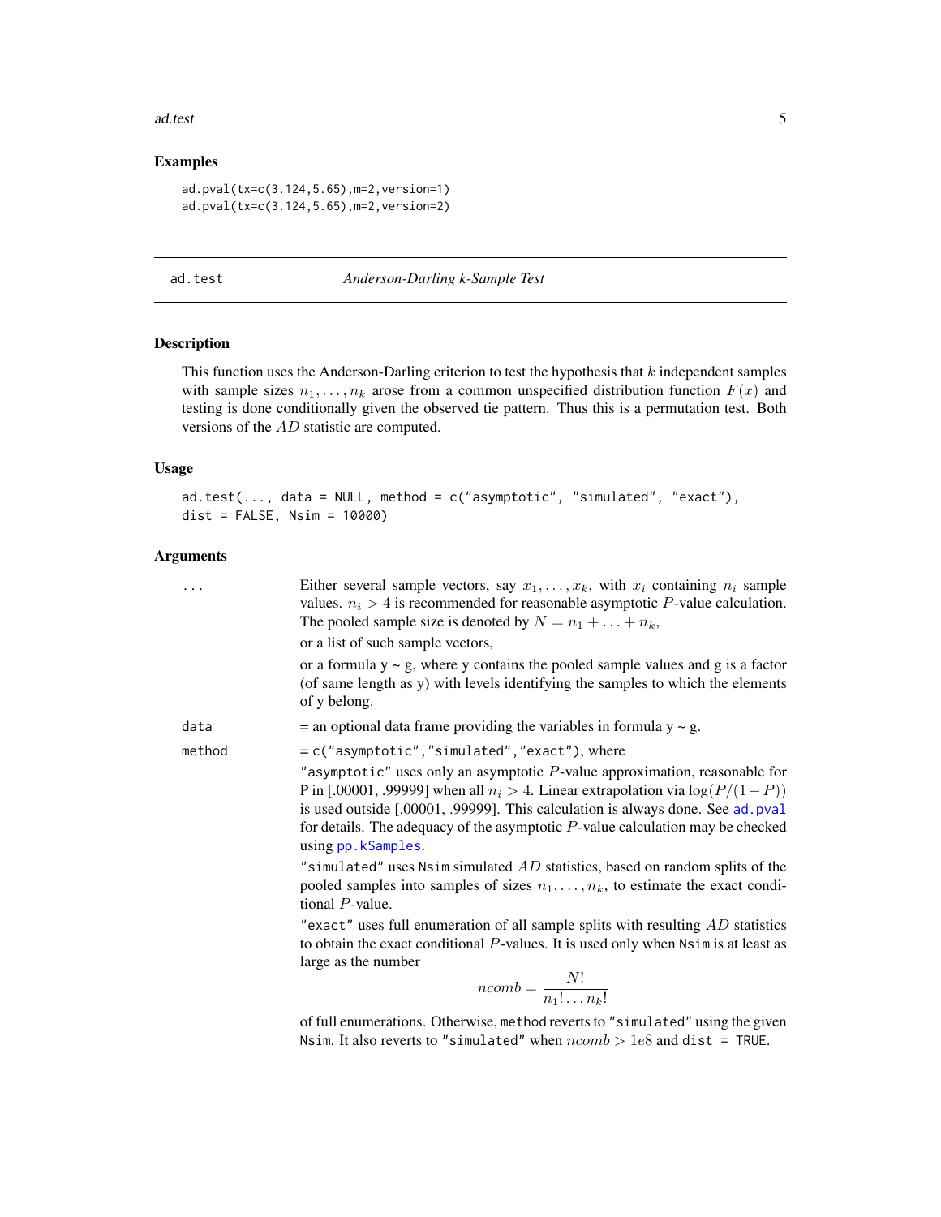## Examples

```
ad.pval(tx=c(3.124,5.65),m=2,version=1)
ad.pval(tx=c(3.124,5.65),m=2,version=2)
```

---

# ad.test — *Anderson-Darling k-Sample Test*

## Description

This function uses the Anderson-Darling criterion to test the hypothesis that $k$ independent samples with sample sizes $n_1, \ldots, n_k$ arose from a common unspecified distribution function $F(x)$ and testing is done conditionally given the observed tie pattern. Thus this is a permutation test. Both versions of the $AD$ statistic are computed.

## Usage

```
ad.test(..., data = NULL, method = c("asymptotic", "simulated", "exact"),
dist = FALSE, Nsim = 10000)
```

## Arguments

`...` Either several sample vectors, say $x_1, \ldots, x_k$, with $x_i$ containing $n_i$ sample values. $n_i > 4$ is recommended for reasonable asymptotic $P$-value calculation. The pooled sample size is denoted by $N = n_1 + \ldots + n_k$,

or a list of such sample vectors,

or a formula y ~ g, where y contains the pooled sample values and g is a factor (of same length as y) with levels identifying the samples to which the elements of y belong.

`data` = an optional data frame providing the variables in formula y ~ g.

`method` = `c("asymptotic","simulated","exact")`, where

`"asymptotic"` uses only an asymptotic $P$-value approximation, reasonable for P in [.00001, .99999] when all $n_i > 4$. Linear extrapolation via $\log(P/(1-P))$ is used outside [.00001, .99999]. This calculation is always done. See `ad.pval` for details. The adequacy of the asymptotic $P$-value calculation may be checked using `pp.kSamples`.

`"simulated"` uses `Nsim` simulated $AD$ statistics, based on random splits of the pooled samples into samples of sizes $n_1, \ldots, n_k$, to estimate the exact conditional $P$-value.

`"exact"` uses full enumeration of all sample splits with resulting $AD$ statistics to obtain the exact conditional $P$-values. It is used only when `Nsim` is at least as large as the number

$$ncomb = \frac{N!}{n_1! \ldots n_k!}$$

of full enumerations. Otherwise, `method` reverts to `"simulated"` using the given `Nsim`. It also reverts to `"simulated"` when $ncomb > 1e8$ and `dist = TRUE`.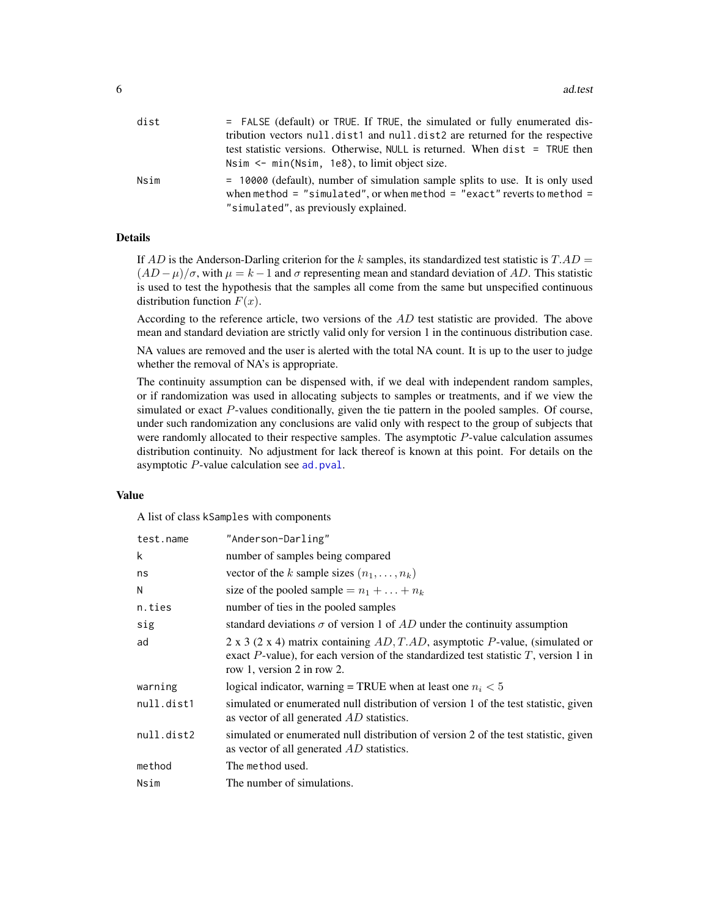| | |
|---|---|
| dist | = FALSE (default) or TRUE. If TRUE, the simulated or fully enumerated distribution vectors null.dist1 and null.dist2 are returned for the respective test statistic versions. Otherwise, NULL is returned. When dist = TRUE then Nsim <- min(Nsim, 1e8), to limit object size. |
| Nsim | = 10000 (default), number of simulation sample splits to use. It is only used when method = "simulated", or when method = "exact" reverts to method = "simulated", as previously explained. |

## Details

If $AD$ is the Anderson-Darling criterion for the $k$ samples, its standardized test statistic is $T.AD = (AD - \mu)/\sigma$, with $\mu = k - 1$ and $\sigma$ representing mean and standard deviation of $AD$. This statistic is used to test the hypothesis that the samples all come from the same but unspecified continuous distribution function $F(x)$.

According to the reference article, two versions of the $AD$ test statistic are provided. The above mean and standard deviation are strictly valid only for version 1 in the continuous distribution case.

NA values are removed and the user is alerted with the total NA count. It is up to the user to judge whether the removal of NA's is appropriate.

The continuity assumption can be dispensed with, if we deal with independent random samples, or if randomization was used in allocating subjects to samples or treatments, and if we view the simulated or exact $P$-values conditionally, given the tie pattern in the pooled samples. Of course, under such randomization any conclusions are valid only with respect to the group of subjects that were randomly allocated to their respective samples. The asymptotic $P$-value calculation assumes distribution continuity. No adjustment for lack thereof is known at this point. For details on the asymptotic $P$-value calculation see ad.pval.

## Value

A list of class kSamples with components

| | |
|---|---|
| test.name | "Anderson-Darling" |
| k | number of samples being compared |
| ns | vector of the $k$ sample sizes $(n_1, \ldots, n_k)$ |
| N | size of the pooled sample $= n_1 + \ldots + n_k$ |
| n.ties | number of ties in the pooled samples |
| sig | standard deviations $\sigma$ of version 1 of $AD$ under the continuity assumption |
| ad | 2 x 3 (2 x 4) matrix containing $AD, T.AD$, asymptotic $P$-value, (simulated or exact $P$-value), for each version of the standardized test statistic $T$, version 1 in row 1, version 2 in row 2. |
| warning | logical indicator, warning = TRUE when at least one $n_i < 5$ |
| null.dist1 | simulated or enumerated null distribution of version 1 of the test statistic, given as vector of all generated $AD$ statistics. |
| null.dist2 | simulated or enumerated null distribution of version 2 of the test statistic, given as vector of all generated $AD$ statistics. |
| method | The method used. |
| Nsim | The number of simulations. |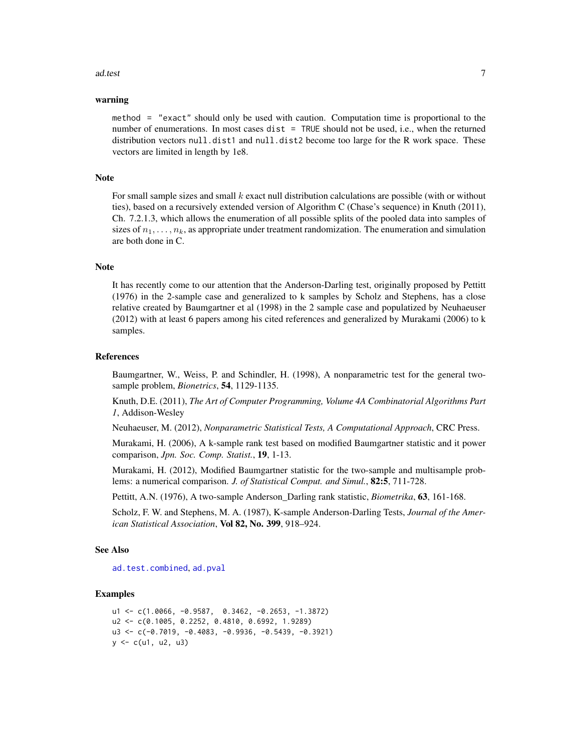### warning

`method = "exact"` should only be used with caution. Computation time is proportional to the number of enumerations. In most cases `dist = TRUE` should not be used, i.e., when the returned distribution vectors `null.dist1` and `null.dist2` become too large for the R work space. These vectors are limited in length by 1e8.

### Note

For small sample sizes and small $k$ exact null distribution calculations are possible (with or without ties), based on a recursively extended version of Algorithm C (Chase's sequence) in Knuth (2011), Ch. 7.2.1.3, which allows the enumeration of all possible splits of the pooled data into samples of sizes of $n_1, \ldots, n_k$, as appropriate under treatment randomization. The enumeration and simulation are both done in C.

### Note

It has recently come to our attention that the Anderson-Darling test, originally proposed by Pettitt (1976) in the 2-sample case and generalized to k samples by Scholz and Stephens, has a close relative created by Baumgartner et al (1998) in the 2 sample case and populatized by Neuhaeuser (2012) with at least 6 papers among his cited references and generalized by Murakami (2006) to k samples.

### References

Baumgartner, W., Weiss, P. and Schindler, H. (1998), A nonparametric test for the general two-sample problem, *Bionetrics*, **54**, 1129-1135.

Knuth, D.E. (2011), *The Art of Computer Programming, Volume 4A Combinatorial Algorithms Part 1*, Addison-Wesley

Neuhaeuser, M. (2012), *Nonparametric Statistical Tests, A Computational Approach*, CRC Press.

Murakami, H. (2006), A k-sample rank test based on modified Baumgartner statistic and it power comparison, *Jpn. Soc. Comp. Statist.*, **19**, 1-13.

Murakami, H. (2012), Modified Baumgartner statistic for the two-sample and multisample problems: a numerical comparison. *J. of Statistical Comput. and Simul.*, **82:5**, 711-728.

Pettitt, A.N. (1976), A two-sample Anderson_Darling rank statistic, *Biometrika*, **63**, 161-168.

Scholz, F. W. and Stephens, M. A. (1987), K-sample Anderson-Darling Tests, *Journal of the American Statistical Association*, **Vol 82, No. 399**, 918–924.

### See Also

ad.test.combined, ad.pval

### Examples

```
u1 <- c(1.0066, -0.9587,  0.3462, -0.2653, -1.3872)
u2 <- c(0.1005, 0.2252, 0.4810, 0.6992, 1.9289)
u3 <- c(-0.7019, -0.4083, -0.9936, -0.5439, -0.3921)
y <- c(u1, u2, u3)
```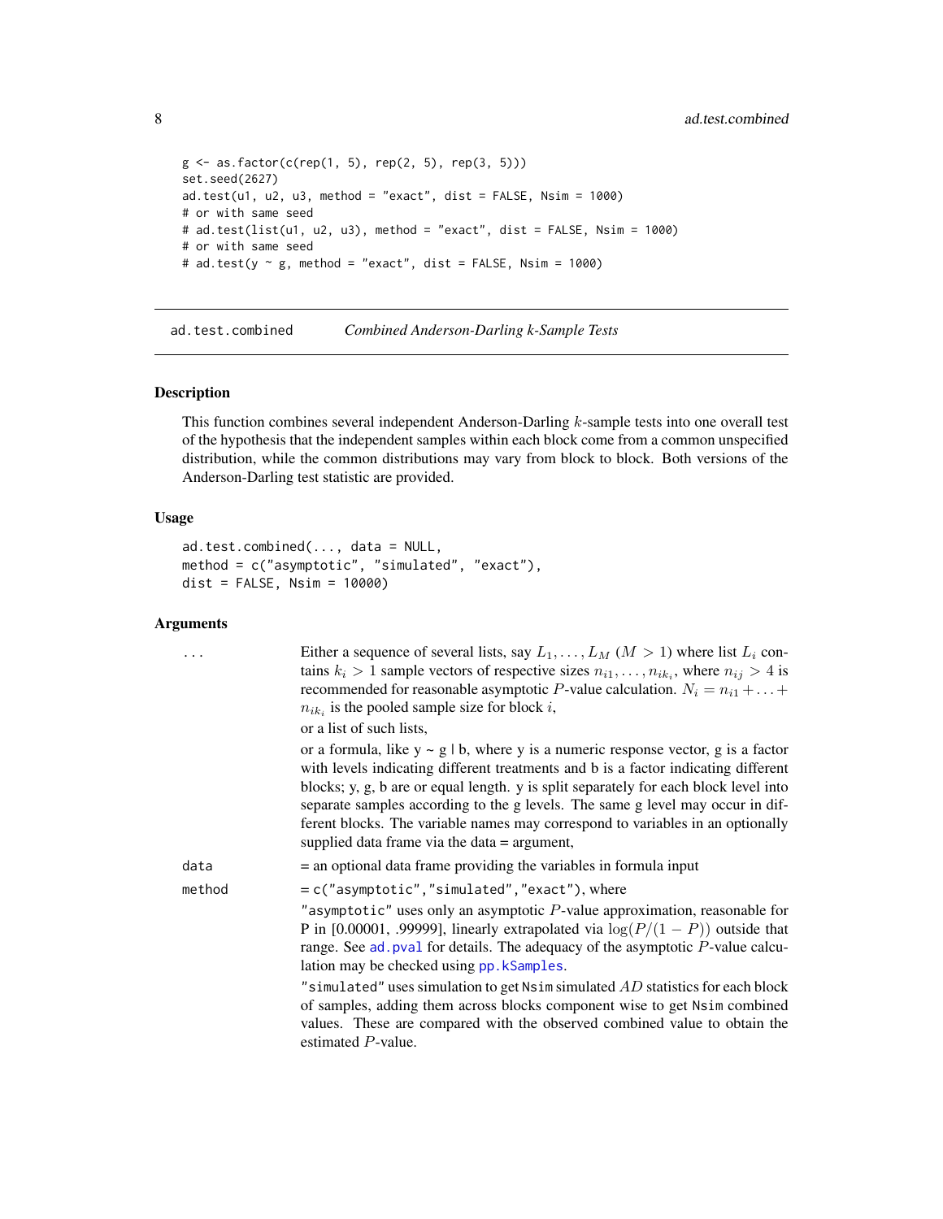```
g <- as.factor(c(rep(1, 5), rep(2, 5), rep(3, 5)))
set.seed(2627)
ad.test(u1, u2, u3, method = "exact", dist = FALSE, Nsim = 1000)
# or with same seed
# ad.test(list(u1, u2, u3), method = "exact", dist = FALSE, Nsim = 1000)
# or with same seed
# ad.test(y ~ g, method = "exact", dist = FALSE, Nsim = 1000)
```

## ad.test.combined — *Combined Anderson-Darling k-Sample Tests*

### Description

This function combines several independent Anderson-Darling $k$-sample tests into one overall test of the hypothesis that the independent samples within each block come from a common unspecified distribution, while the common distributions may vary from block to block. Both versions of the Anderson-Darling test statistic are provided.

### Usage

```
ad.test.combined(..., data = NULL,
method = c("asymptotic", "simulated", "exact"),
dist = FALSE, Nsim = 10000)
```

### Arguments

`...` Either a sequence of several lists, say $L_1, \ldots, L_M$ ($M > 1$) where list $L_i$ contains $k_i > 1$ sample vectors of respective sizes $n_{i1}, \ldots, n_{ik_i}$, where $n_{ij} > 4$ is recommended for reasonable asymptotic $P$-value calculation. $N_i = n_{i1} + \ldots + n_{ik_i}$ is the pooled sample size for block $i$,

or a list of such lists,

or a formula, like y ~ g | b, where y is a numeric response vector, g is a factor with levels indicating different treatments and b is a factor indicating different blocks; y, g, b are or equal length. y is split separately for each block level into separate samples according to the g levels. The same g level may occur in different blocks. The variable names may correspond to variables in an optionally supplied data frame via the data = argument,

`data` = an optional data frame providing the variables in formula input

`method` = c("asymptotic","simulated","exact"), where

"asymptotic" uses only an asymptotic $P$-value approximation, reasonable for P in [0.00001, .99999], linearly extrapolated via $\log(P/(1-P))$ outside that range. See `ad.pval` for details. The adequacy of the asymptotic $P$-value calculation may be checked using `pp.kSamples`.

"simulated" uses simulation to get `Nsim` simulated $AD$ statistics for each block of samples, adding them across blocks component wise to get `Nsim` combined values. These are compared with the observed combined value to obtain the estimated $P$-value.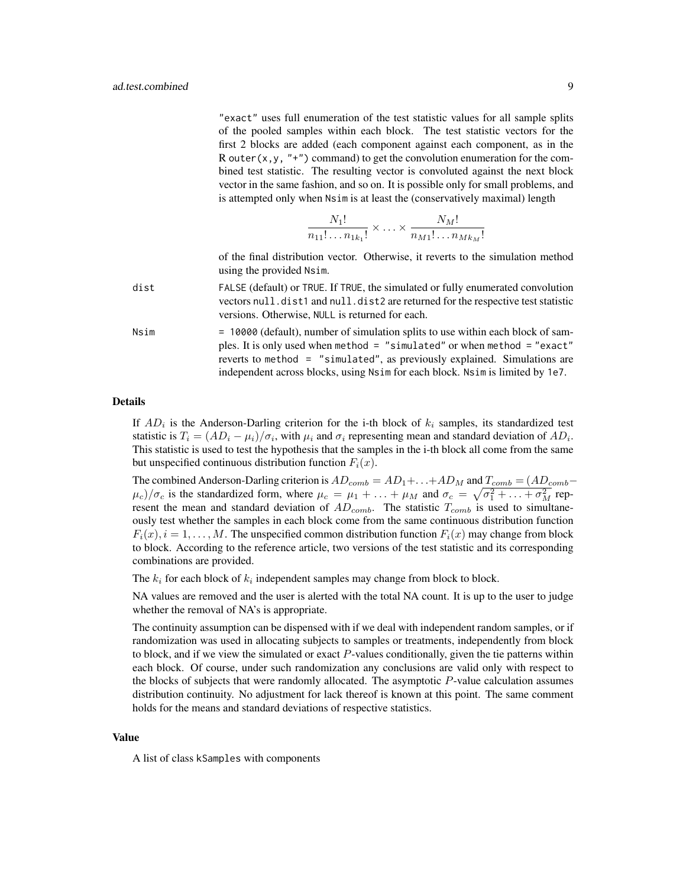"exact" uses full enumeration of the test statistic values for all sample splits of the pooled samples within each block. The test statistic vectors for the first 2 blocks are added (each component against each component, as in the R `outer(x,y, "+")` command) to get the convolution enumeration for the combined test statistic. The resulting vector is convoluted against the next block vector in the same fashion, and so on. It is possible only for small problems, and is attempted only when `Nsim` is at least the (conservatively maximal) length

$$\frac{N_1!}{n_{11}! \ldots n_{1k_1}!} \times \ldots \times \frac{N_M!}{n_{M1}! \ldots n_{Mk_M}!}$$

of the final distribution vector. Otherwise, it reverts to the simulation method using the provided `Nsim`.

`dist` FALSE (default) or TRUE. If TRUE, the simulated or fully enumerated convolution vectors `null.dist1` and `null.dist2` are returned for the respective test statistic versions. Otherwise, NULL is returned for each.

`Nsim` = 10000 (default), number of simulation splits to use within each block of samples. It is only used when `method = "simulated"` or when `method = "exact"` reverts to `method = "simulated"`, as previously explained. Simulations are independent across blocks, using `Nsim` for each block. `Nsim` is limited by `1e7`.

## Details

If $AD_i$ is the Anderson-Darling criterion for the i-th block of $k_i$ samples, its standardized test statistic is $T_i = (AD_i - \mu_i)/\sigma_i$, with $\mu_i$ and $\sigma_i$ representing mean and standard deviation of $AD_i$. This statistic is used to test the hypothesis that the samples in the i-th block all come from the same but unspecified continuous distribution function $F_i(x)$.

The combined Anderson-Darling criterion is $AD_{comb} = AD_1 + \ldots + AD_M$ and $T_{comb} = (AD_{comb} - \mu_c)/\sigma_c$ is the standardized form, where $\mu_c = \mu_1 + \ldots + \mu_M$ and $\sigma_c = \sqrt{\sigma_1^2 + \ldots + \sigma_M^2}$ represent the mean and standard deviation of $AD_{comb}$. The statistic $T_{comb}$ is used to simultaneously test whether the samples in each block come from the same continuous distribution function $F_i(x), i = 1, \ldots, M$. The unspecified common distribution function $F_i(x)$ may change from block to block. According to the reference article, two versions of the test statistic and its corresponding combinations are provided.

The $k_i$ for each block of $k_i$ independent samples may change from block to block.

NA values are removed and the user is alerted with the total NA count. It is up to the user to judge whether the removal of NA's is appropriate.

The continuity assumption can be dispensed with if we deal with independent random samples, or if randomization was used in allocating subjects to samples or treatments, independently from block to block, and if we view the simulated or exact $P$-values conditionally, given the tie patterns within each block. Of course, under such randomization any conclusions are valid only with respect to the blocks of subjects that were randomly allocated. The asymptotic $P$-value calculation assumes distribution continuity. No adjustment for lack thereof is known at this point. The same comment holds for the means and standard deviations of respective statistics.

## Value

A list of class `kSamples` with components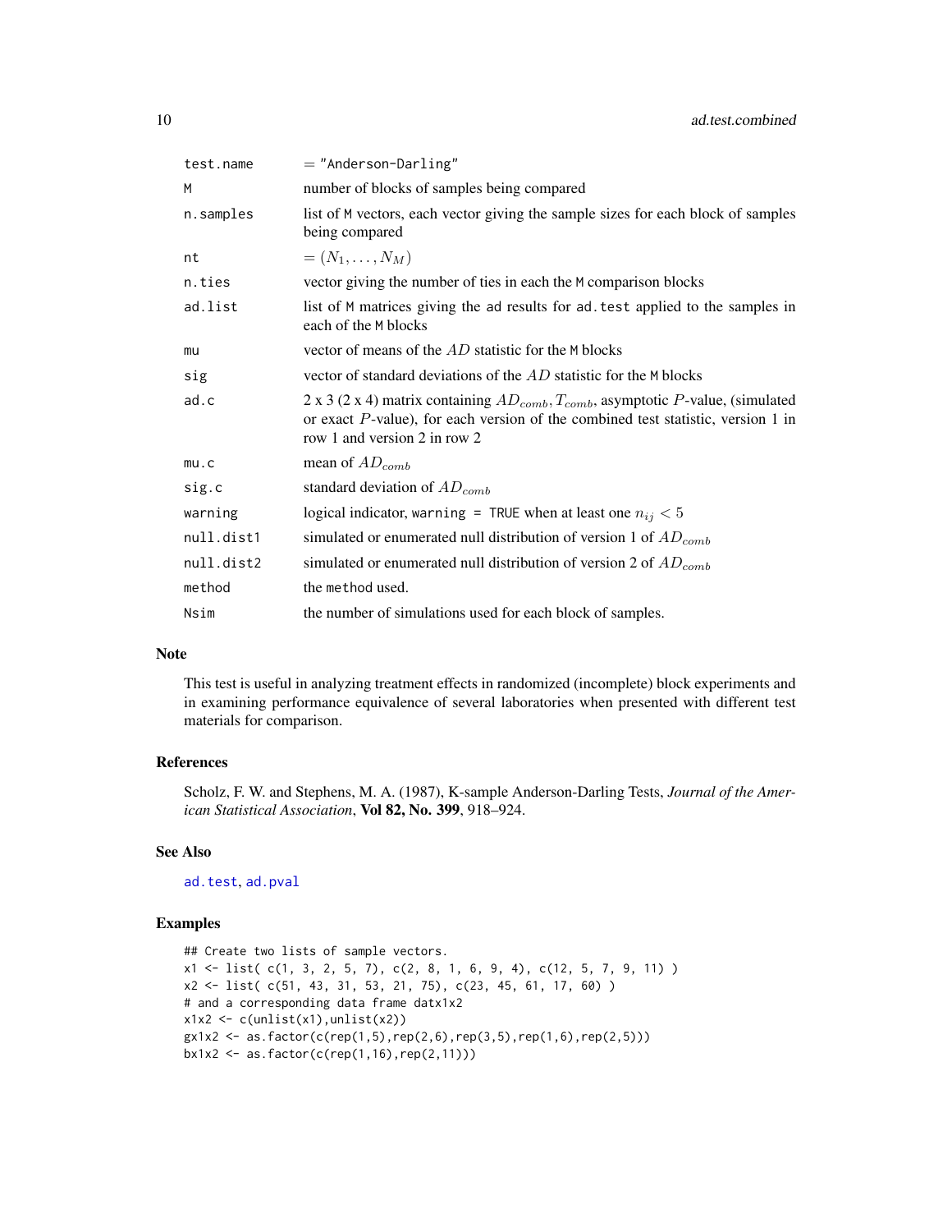| | |
|---|---|
| test.name | = "Anderson-Darling" |
| M | number of blocks of samples being compared |
| n.samples | list of M vectors, each vector giving the sample sizes for each block of samples being compared |
| nt | $= (N_1, \ldots, N_M)$ |
| n.ties | vector giving the number of ties in each the M comparison blocks |
| ad.list | list of M matrices giving the ad results for ad.test applied to the samples in each of the M blocks |
| mu | vector of means of the $AD$ statistic for the M blocks |
| sig | vector of standard deviations of the $AD$ statistic for the M blocks |
| ad.c | 2 x 3 (2 x 4) matrix containing $AD_{comb}, T_{comb}$, asymptotic $P$-value, (simulated or exact $P$-value), for each version of the combined test statistic, version 1 in row 1 and version 2 in row 2 |
| mu.c | mean of $AD_{comb}$ |
| sig.c | standard deviation of $AD_{comb}$ |
| warning | logical indicator, warning = TRUE when at least one $n_{ij} < 5$ |
| null.dist1 | simulated or enumerated null distribution of version 1 of $AD_{comb}$ |
| null.dist2 | simulated or enumerated null distribution of version 2 of $AD_{comb}$ |
| method | the method used. |
| Nsim | the number of simulations used for each block of samples. |

## Note

This test is useful in analyzing treatment effects in randomized (incomplete) block experiments and in examining performance equivalence of several laboratories when presented with different test materials for comparison.

## References

Scholz, F. W. and Stephens, M. A. (1987), K-sample Anderson-Darling Tests, *Journal of the American Statistical Association*, **Vol 82, No. 399**, 918–924.

## See Also

ad.test, ad.pval

## Examples

```
## Create two lists of sample vectors.
x1 <- list( c(1, 3, 2, 5, 7), c(2, 8, 1, 6, 9, 4), c(12, 5, 7, 9, 11) )
x2 <- list( c(51, 43, 31, 53, 21, 75), c(23, 45, 61, 17, 60) )
# and a corresponding data frame datx1x2
x1x2 <- c(unlist(x1),unlist(x2))
gx1x2 <- as.factor(c(rep(1,5),rep(2,6),rep(3,5),rep(1,6),rep(2,5)))
bx1x2 <- as.factor(c(rep(1,16),rep(2,11)))
```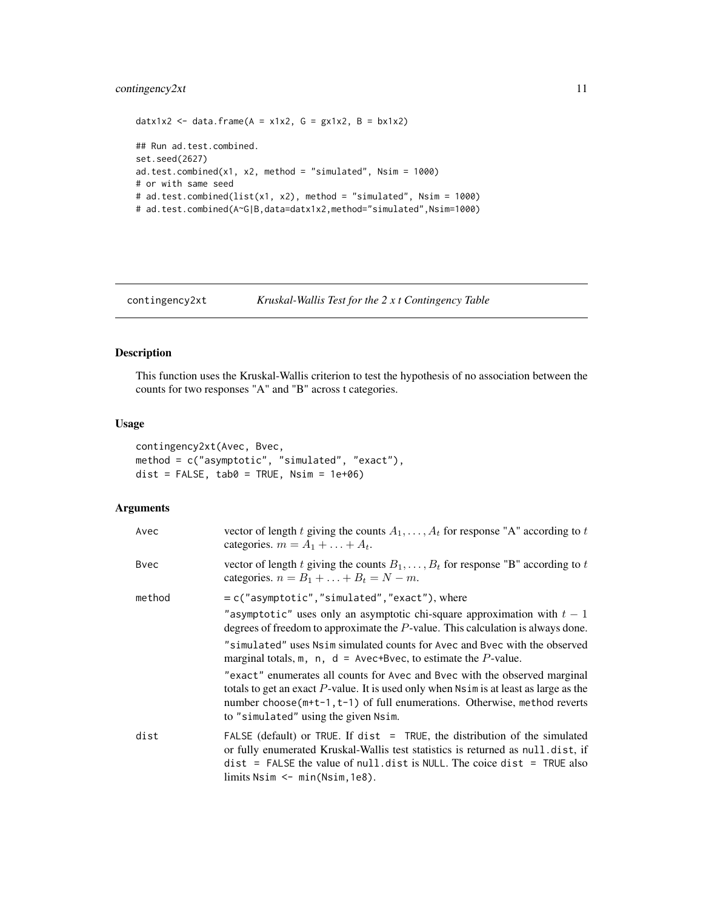```
datx1x2 <- data.frame(A = x1x2, G = gx1x2, B = bx1x2)

## Run ad.test.combined.
set.seed(2627)
ad.test.combined(x1, x2, method = "simulated", Nsim = 1000)
# or with same seed
# ad.test.combined(list(x1, x2), method = "simulated", Nsim = 1000)
# ad.test.combined(A~G|B,data=datx1x2,method="simulated",Nsim=1000)
```

---

## contingency2xt — *Kruskal-Wallis Test for the 2 x t Contingency Table*

### Description

This function uses the Kruskal-Wallis criterion to test the hypothesis of no association between the counts for two responses "A" and "B" across t categories.

### Usage

```
contingency2xt(Avec, Bvec,
method = c("asymptotic", "simulated", "exact"),
dist = FALSE, tab0 = TRUE, Nsim = 1e+06)
```

### Arguments

`Avec` — vector of length $t$ giving the counts $A_1, \ldots, A_t$ for response "A" according to $t$ categories. $m = A_1 + \ldots + A_t$.

`Bvec` — vector of length $t$ giving the counts $B_1, \ldots, B_t$ for response "B" according to $t$ categories. $n = B_1 + \ldots + B_t = N - m$.

`method` — = `c("asymptotic","simulated","exact")`, where

`"asymptotic"` uses only an asymptotic chi-square approximation with $t - 1$ degrees of freedom to approximate the $P$-value. This calculation is always done.

`"simulated"` uses `Nsim` simulated counts for `Avec` and `Bvec` with the observed marginal totals, `m, n, d = Avec+Bvec`, to estimate the $P$-value.

`"exact"` enumerates all counts for `Avec` and `Bvec` with the observed marginal totals to get an exact $P$-value. It is used only when `Nsim` is at least as large as the number `choose(m+t-1,t-1)` of full enumerations. Otherwise, `method` reverts to `"simulated"` using the given `Nsim`.

`dist` — `FALSE` (default) or `TRUE`. If `dist = TRUE`, the distribution of the simulated or fully enumerated Kruskal-Wallis test statistics is returned as `null.dist`, if `dist = FALSE` the value of `null.dist` is `NULL`. The coice `dist = TRUE` also limits `Nsim <- min(Nsim,1e8)`.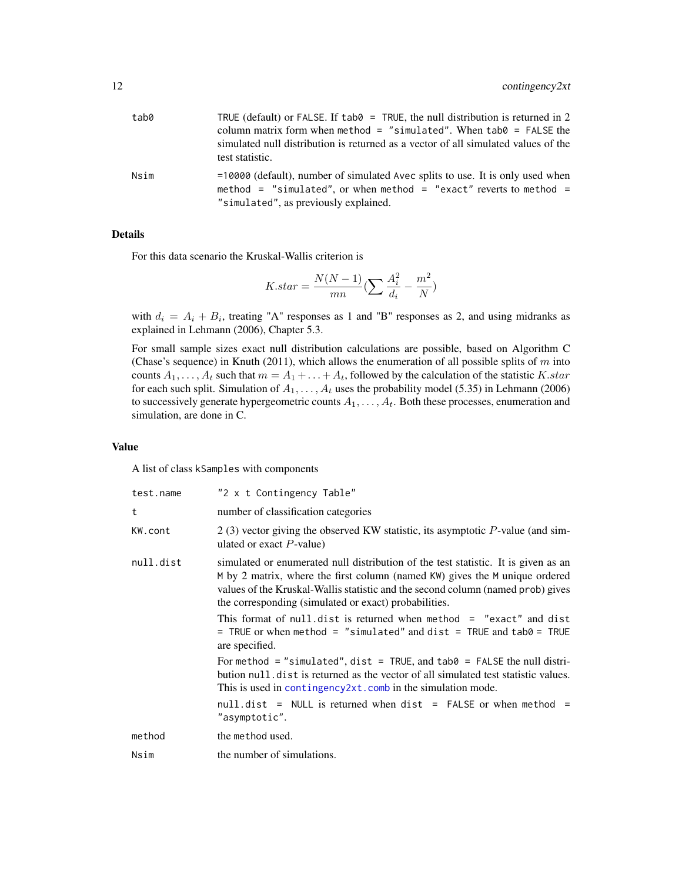| | |
|---|---|
| tab0 | TRUE (default) or FALSE. If tab0 = TRUE, the null distribution is returned in 2 column matrix form when method = "simulated". When tab0 = FALSE the simulated null distribution is returned as a vector of all simulated values of the test statistic. |
| Nsim | =10000 (default), number of simulated Avec splits to use. It is only used when method = "simulated", or when method = "exact" reverts to method = "simulated", as previously explained. |

## Details

For this data scenario the Kruskal-Wallis criterion is

$$K.star = \frac{N(N-1)}{mn}\left(\sum \frac{A_i^2}{d_i} - \frac{m^2}{N}\right)$$

with $d_i = A_i + B_i$, treating "A" responses as 1 and "B" responses as 2, and using midranks as explained in Lehmann (2006), Chapter 5.3.

For small sample sizes exact null distribution calculations are possible, based on Algorithm C (Chase's sequence) in Knuth (2011), which allows the enumeration of all possible splits of $m$ into counts $A_1, \ldots, A_t$ such that $m = A_1 + \ldots + A_t$, followed by the calculation of the statistic $K.star$ for each such split. Simulation of $A_1, \ldots, A_t$ uses the probability model (5.35) in Lehmann (2006) to successively generate hypergeometric counts $A_1, \ldots, A_t$. Both these processes, enumeration and simulation, are done in C.

## Value

A list of class kSamples with components

| | |
|---|---|
| test.name | "2 x t Contingency Table" |
| t | number of classification categories |
| KW.cont | 2 (3) vector giving the observed KW statistic, its asymptotic $P$-value (and simulated or exact $P$-value) |
| null.dist | simulated or enumerated null distribution of the test statistic. It is given as an M by 2 matrix, where the first column (named KW) gives the M unique ordered values of the Kruskal-Wallis statistic and the second column (named prob) gives the corresponding (simulated or exact) probabilities. |
| | This format of null.dist is returned when method = "exact" and dist = TRUE or when method = "simulated" and dist = TRUE and tab0 = TRUE are specified. |
| | For method = "simulated", dist = TRUE, and tab0 = FALSE the null distribution null.dist is returned as the vector of all simulated test statistic values. This is used in contingency2xt.comb in the simulation mode. |
| | null.dist = NULL is returned when dist = FALSE or when method = "asymptotic". |
| method | the method used. |
| Nsim | the number of simulations. |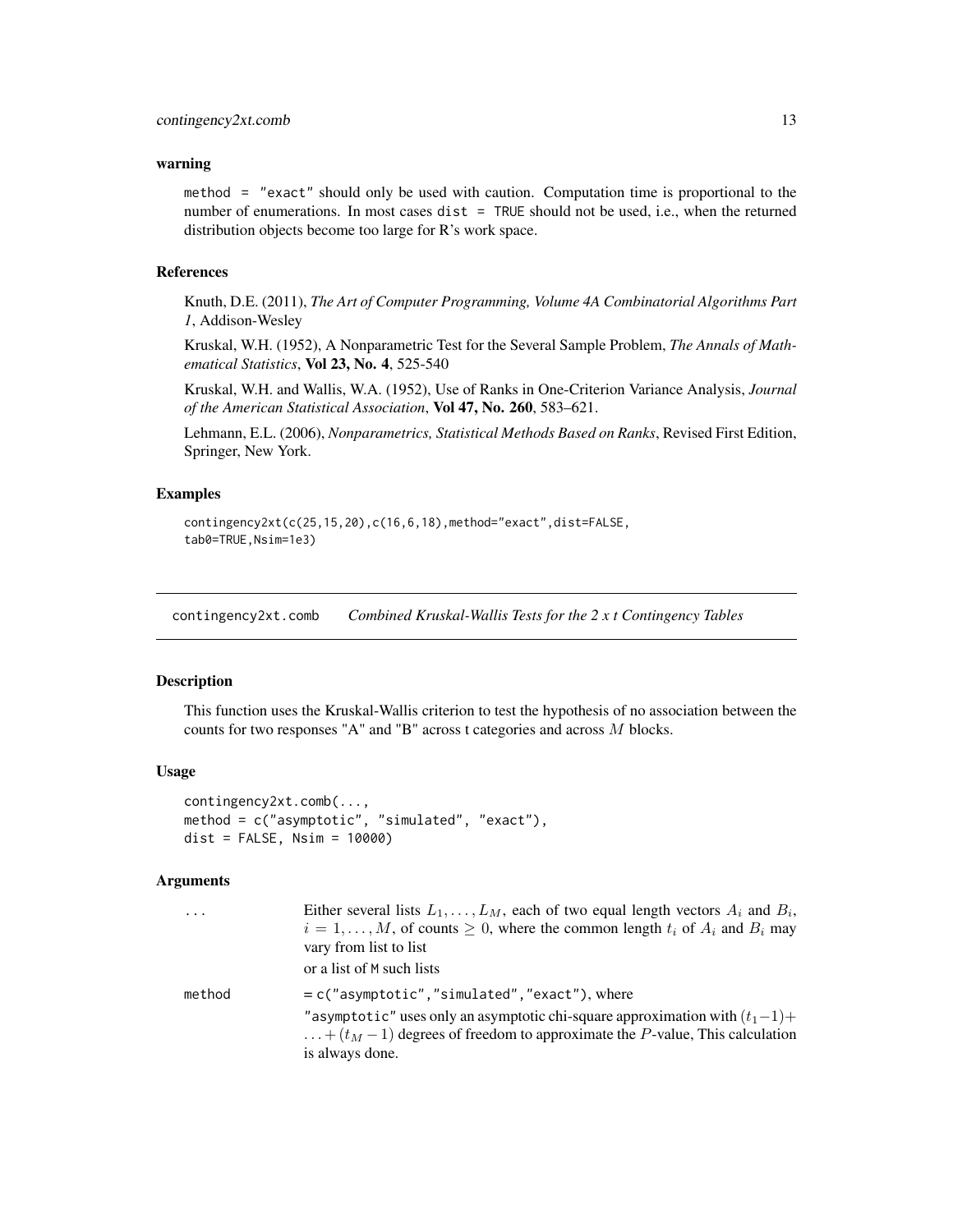#### warning

`method = "exact"` should only be used with caution. Computation time is proportional to the number of enumerations. In most cases `dist = TRUE` should not be used, i.e., when the returned distribution objects become too large for R's work space.

### References

Knuth, D.E. (2011), *The Art of Computer Programming, Volume 4A Combinatorial Algorithms Part 1*, Addison-Wesley

Kruskal, W.H. (1952), A Nonparametric Test for the Several Sample Problem, *The Annals of Mathematical Statistics*, **Vol 23, No. 4**, 525-540

Kruskal, W.H. and Wallis, W.A. (1952), Use of Ranks in One-Criterion Variance Analysis, *Journal of the American Statistical Association*, **Vol 47, No. 260**, 583–621.

Lehmann, E.L. (2006), *Nonparametrics, Statistical Methods Based on Ranks*, Revised First Edition, Springer, New York.

### Examples

```
contingency2xt(c(25,15,20),c(16,6,18),method="exact",dist=FALSE,
tab0=TRUE,Nsim=1e3)
```

---

## contingency2xt.comb — *Combined Kruskal-Wallis Tests for the 2 x t Contingency Tables*

### Description

This function uses the Kruskal-Wallis criterion to test the hypothesis of no association between the counts for two responses "A" and "B" across t categories and across $M$ blocks.

### Usage

```
contingency2xt.comb(...,
method = c("asymptotic", "simulated", "exact"),
dist = FALSE, Nsim = 10000)
```

### Arguments

| | |
|---|---|
| `...` | Either several lists $L_1, \ldots, L_M$, each of two equal length vectors $A_i$ and $B_i$, $i = 1, \ldots, M$, of counts $\geq 0$, where the common length $t_i$ of $A_i$ and $B_i$ may vary from list to list<br>or a list of M such lists |
| `method` | `= c("asymptotic","simulated","exact")`, where<br>`"asymptotic"` uses only an asymptotic chi-square approximation with $(t_1-1)+\ldots+(t_M-1)$ degrees of freedom to approximate the $P$-value, This calculation is always done. |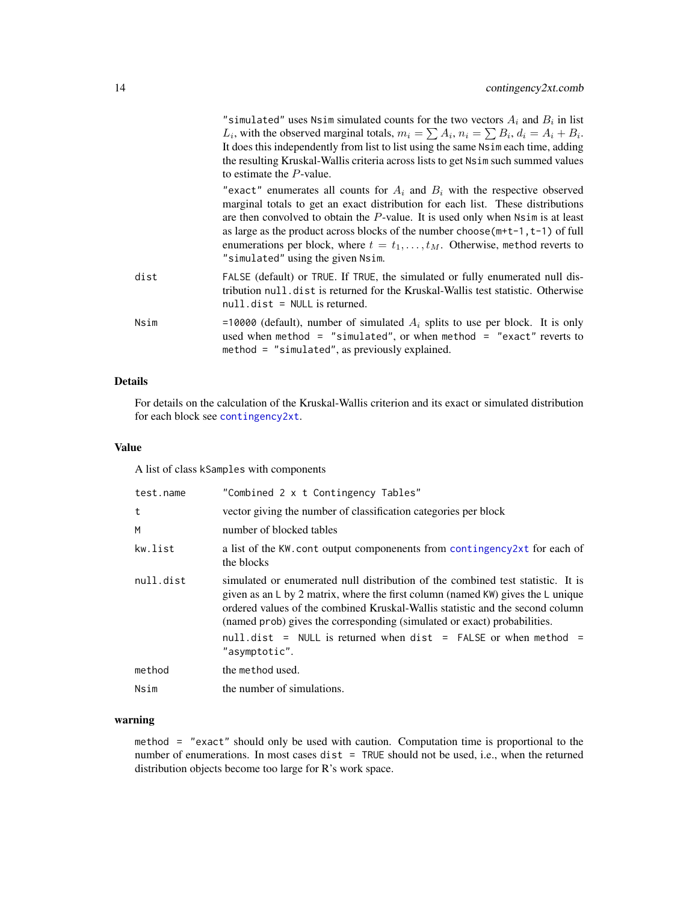|  |  |
|---|---|
|  | "simulated" uses Nsim simulated counts for the two vectors $A_i$ and $B_i$ in list $L_i$, with the observed marginal totals, $m_i = \sum A_i$, $n_i = \sum B_i$, $d_i = A_i + B_i$. It does this independently from list to list using the same Nsim each time, adding the resulting Kruskal-Wallis criteria across lists to get Nsim such summed values to estimate the $P$-value. |
|  | "exact" enumerates all counts for $A_i$ and $B_i$ with the respective observed marginal totals to get an exact distribution for each list. These distributions are then convolved to obtain the $P$-value. It is used only when Nsim is at least as large as the product across blocks of the number choose(m+t-1,t-1) of full enumerations per block, where $t = t_1, \ldots, t_M$. Otherwise, method reverts to "simulated" using the given Nsim. |
| dist | FALSE (default) or TRUE. If TRUE, the simulated or fully enumerated null distribution null.dist is returned for the Kruskal-Wallis test statistic. Otherwise null.dist = NULL is returned. |
| Nsim | =10000 (default), number of simulated $A_i$ splits to use per block. It is only used when method = "simulated", or when method = "exact" reverts to method = "simulated", as previously explained. |

## Details

For details on the calculation of the Kruskal-Wallis criterion and its exact or simulated distribution for each block see contingency2xt.

## Value

A list of class kSamples with components

|  |  |
|---|---|
| test.name | "Combined 2 x t Contingency Tables" |
| t | vector giving the number of classification categories per block |
| M | number of blocked tables |
| kw.list | a list of the KW.cont output componenents from contingency2xt for each of the blocks |
| null.dist | simulated or enumerated null distribution of the combined test statistic. It is given as an L by 2 matrix, where the first column (named KW) gives the L unique ordered values of the combined Kruskal-Wallis statistic and the second column (named prob) gives the corresponding (simulated or exact) probabilities. null.dist = NULL is returned when dist = FALSE or when method = "asymptotic". |
| method | the method used. |
| Nsim | the number of simulations. |

## warning

method = "exact" should only be used with caution. Computation time is proportional to the number of enumerations. In most cases dist = TRUE should not be used, i.e., when the returned distribution objects become too large for R's work space.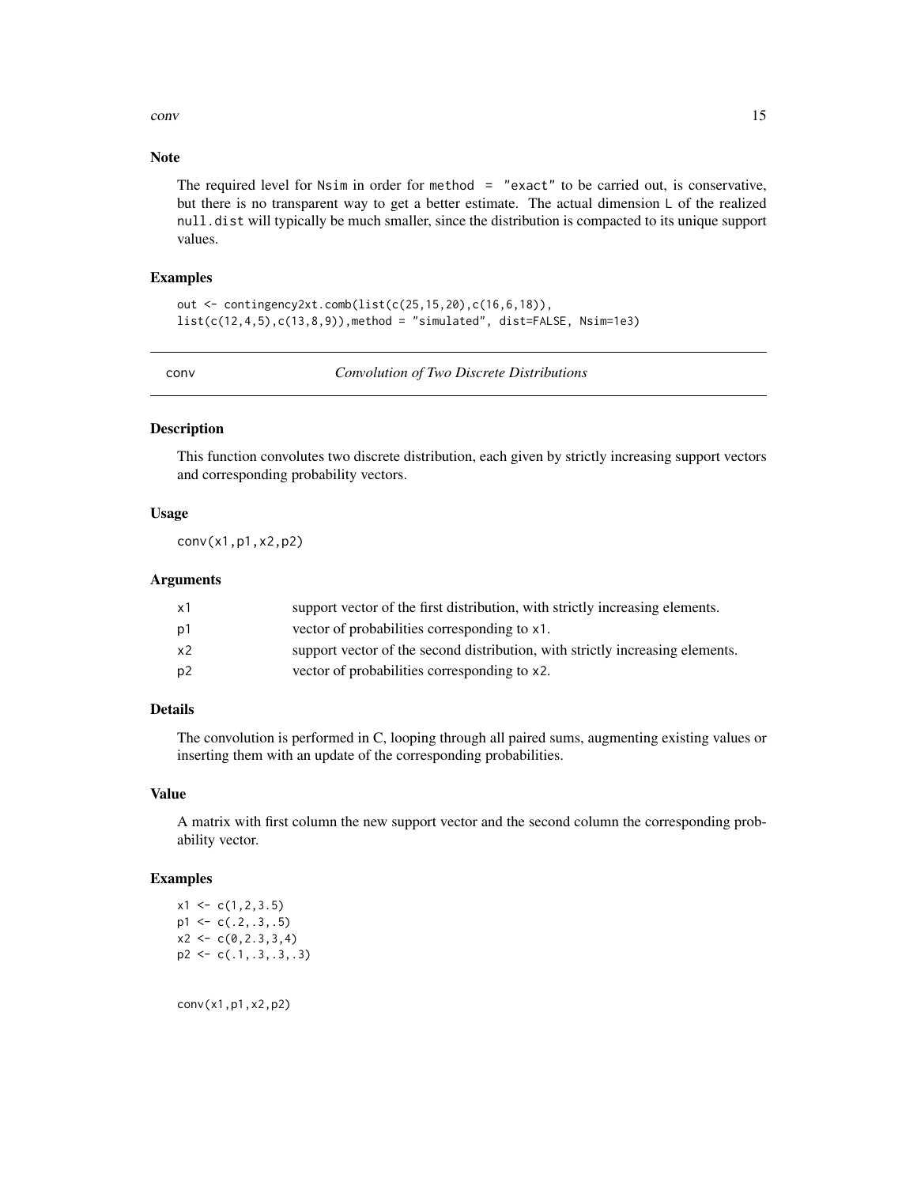### Note

The required level for Nsim in order for method = "exact" to be carried out, is conservative, but there is no transparent way to get a better estimate. The actual dimension L of the realized null.dist will typically be much smaller, since the distribution is compacted to its unique support values.

### Examples

```
out <- contingency2xt.comb(list(c(25,15,20),c(16,6,18)),
list(c(12,4,5),c(13,8,9)),method = "simulated", dist=FALSE, Nsim=1e3)
```

---

## conv — *Convolution of Two Discrete Distributions*

---

### Description

This function convolutes two discrete distribution, each given by strictly increasing support vectors and corresponding probability vectors.

### Usage

```
conv(x1,p1,x2,p2)
```

### Arguments

| | |
|---|---|
| x1 | support vector of the first distribution, with strictly increasing elements. |
| p1 | vector of probabilities corresponding to x1. |
| x2 | support vector of the second distribution, with strictly increasing elements. |
| p2 | vector of probabilities corresponding to x2. |

### Details

The convolution is performed in C, looping through all paired sums, augmenting existing values or inserting them with an update of the corresponding probabilities.

### Value

A matrix with first column the new support vector and the second column the corresponding probability vector.

### Examples

```
x1 <- c(1,2,3.5)
p1 <- c(.2,.3,.5)
x2 <- c(0,2.3,3,4)
p2 <- c(.1,.3,.3,.3)


conv(x1,p1,x2,p2)
```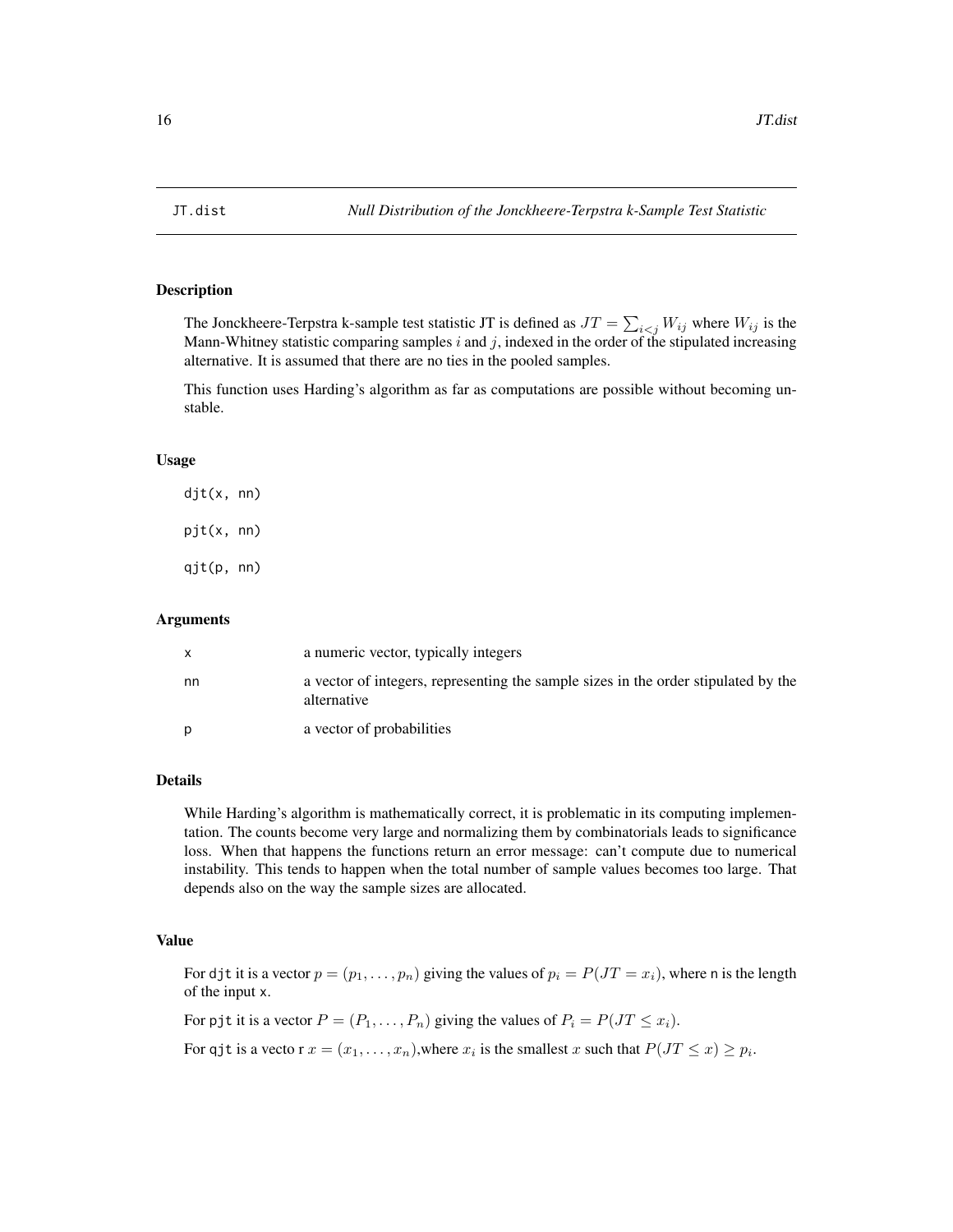JT.dist — *Null Distribution of the Jonckheere-Terpstra k-Sample Test Statistic*

## Description

The Jonckheere-Terpstra k-sample test statistic JT is defined as $JT = \sum_{i<j} W_{ij}$ where $W_{ij}$ is the Mann-Whitney statistic comparing samples $i$ and $j$, indexed in the order of the stipulated increasing alternative. It is assumed that there are no ties in the pooled samples.

This function uses Harding's algorithm as far as computations are possible without becoming unstable.

## Usage

```
djt(x, nn)

pjt(x, nn)

qjt(p, nn)
```

## Arguments

| | |
|---|---|
| x | a numeric vector, typically integers |
| nn | a vector of integers, representing the sample sizes in the order stipulated by the alternative |
| p | a vector of probabilities |

## Details

While Harding's algorithm is mathematically correct, it is problematic in its computing implementation. The counts become very large and normalizing them by combinatorials leads to significance loss. When that happens the functions return an error message: can't compute due to numerical instability. This tends to happen when the total number of sample values becomes too large. That depends also on the way the sample sizes are allocated.

## Value

For djt it is a vector $p = (p_1, \ldots, p_n)$ giving the values of $p_i = P(JT = x_i)$, where n is the length of the input x.

For pjt it is a vector $P = (P_1, \ldots, P_n)$ giving the values of $P_i = P(JT \le x_i)$.

For qjt is a vecto r $x = (x_1, \ldots, x_n)$,where $x_i$ is the smallest $x$ such that $P(JT \le x) \ge p_i$.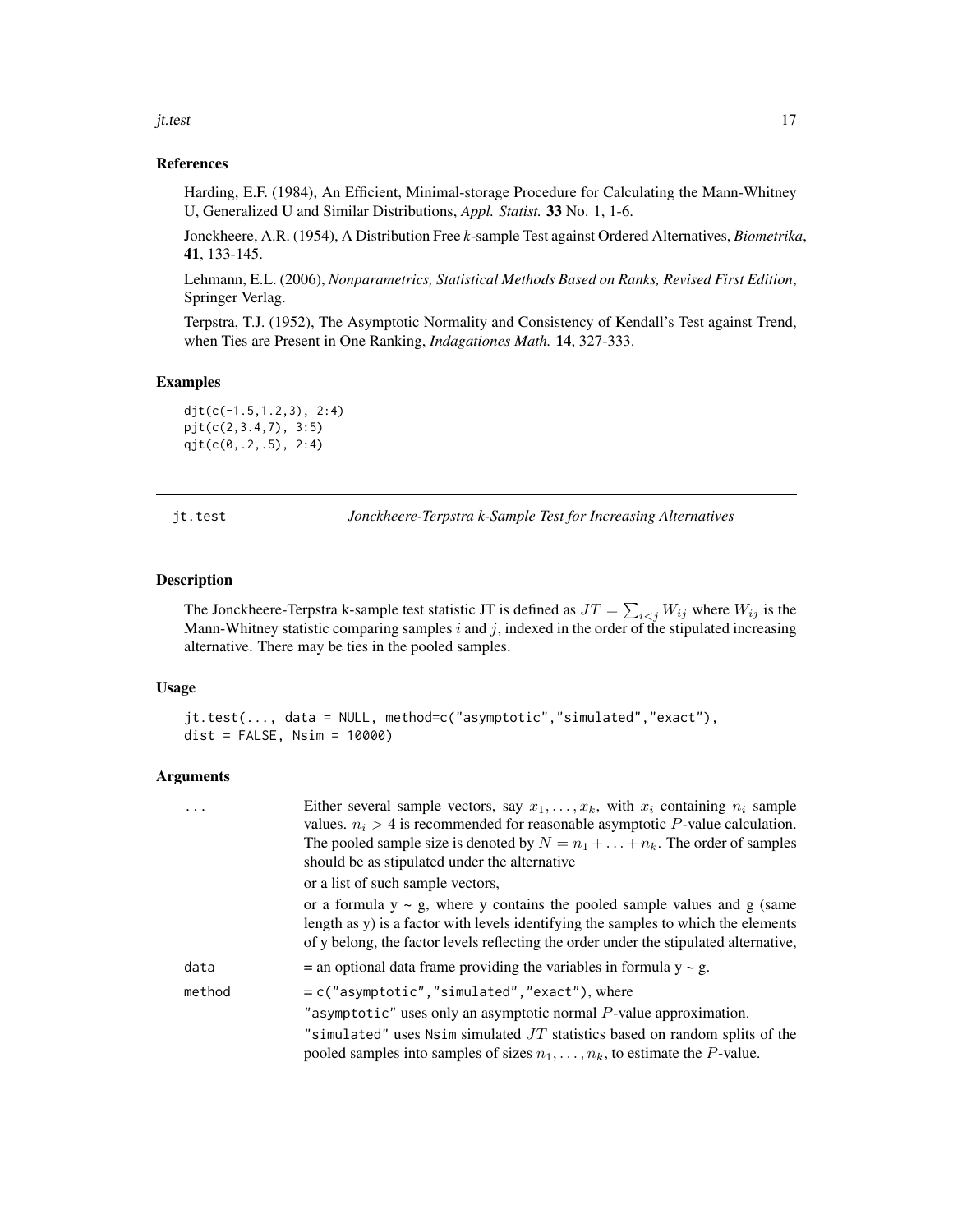## References

Harding, E.F. (1984), An Efficient, Minimal-storage Procedure for Calculating the Mann-Whitney U, Generalized U and Similar Distributions, *Appl. Statist.* **33** No. 1, 1-6.

Jonckheere, A.R. (1954), A Distribution Free *k*-sample Test against Ordered Alternatives, *Biometrika*, **41**, 133-145.

Lehmann, E.L. (2006), *Nonparametrics, Statistical Methods Based on Ranks, Revised First Edition*, Springer Verlag.

Terpstra, T.J. (1952), The Asymptotic Normality and Consistency of Kendall's Test against Trend, when Ties are Present in One Ranking, *Indagationes Math.* **14**, 327-333.

## Examples

```
djt(c(-1.5,1.2,3), 2:4)
pjt(c(2,3.4,7), 3:5)
qjt(c(0,.2,.5), 2:4)
```

---

# jt.test — *Jonckheere-Terpstra k-Sample Test for Increasing Alternatives*

## Description

The Jonckheere-Terpstra k-sample test statistic JT is defined as $JT = \sum_{i<j} W_{ij}$ where $W_{ij}$ is the Mann-Whitney statistic comparing samples $i$ and $j$, indexed in the order of the stipulated increasing alternative. There may be ties in the pooled samples.

## Usage

```
jt.test(..., data = NULL, method=c("asymptotic","simulated","exact"),
dist = FALSE, Nsim = 10000)
```

## Arguments

| | |
|---|---|
| `...` | Either several sample vectors, say $x_1, \ldots, x_k$, with $x_i$ containing $n_i$ sample values. $n_i > 4$ is recommended for reasonable asymptotic $P$-value calculation. The pooled sample size is denoted by $N = n_1 + \ldots + n_k$. The order of samples should be as stipulated under the alternative<br>or a list of such sample vectors,<br>or a formula y ~ g, where y contains the pooled sample values and g (same length as y) is a factor with levels identifying the samples to which the elements of y belong, the factor levels reflecting the order under the stipulated alternative, |
| `data` | = an optional data frame providing the variables in formula y ~ g. |
| `method` | = `c("asymptotic","simulated","exact")`, where<br>`"asymptotic"` uses only an asymptotic normal $P$-value approximation.<br>`"simulated"` uses `Nsim` simulated $JT$ statistics based on random splits of the pooled samples into samples of sizes $n_1, \ldots, n_k$, to estimate the $P$-value. |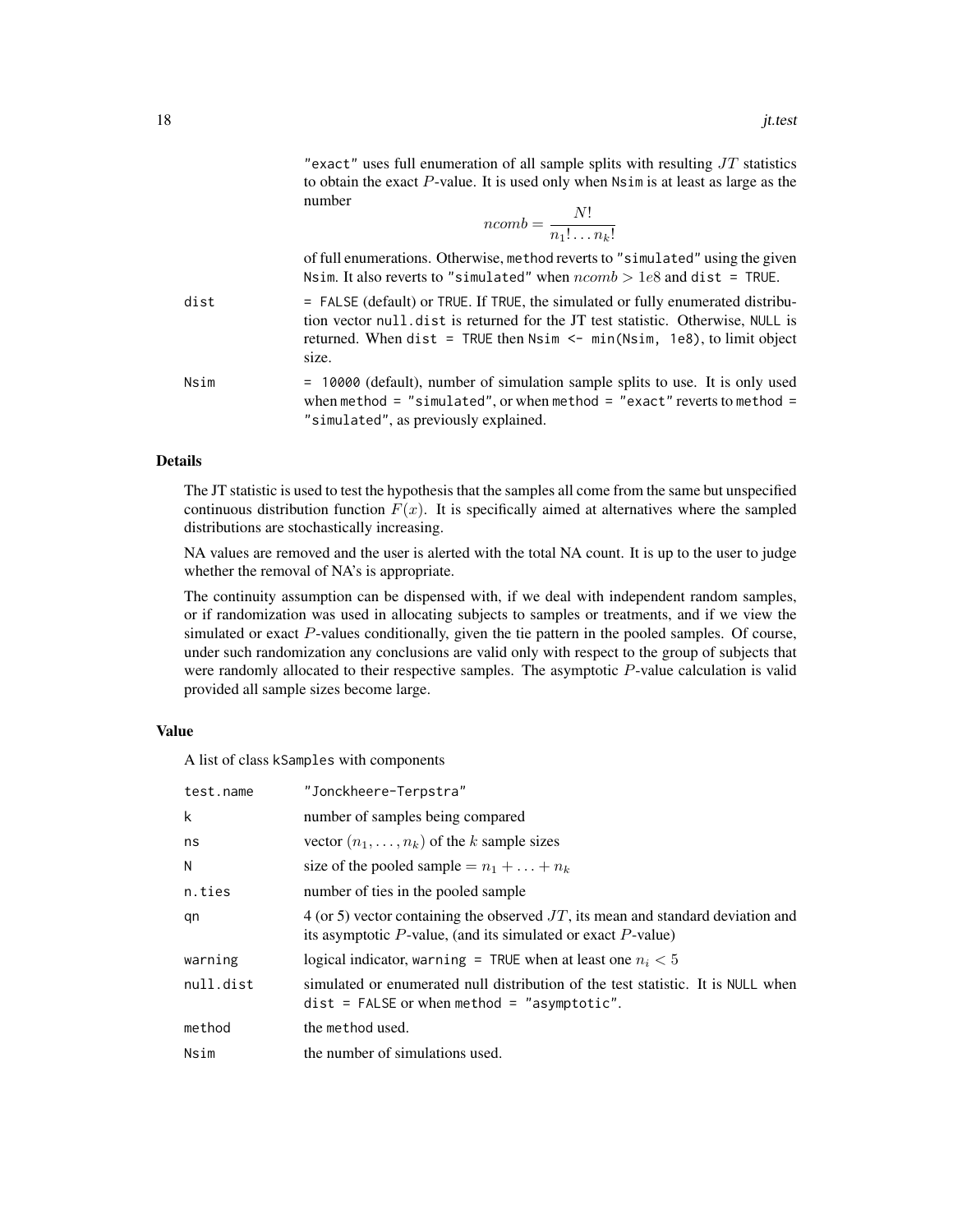"exact" uses full enumeration of all sample splits with resulting $JT$ statistics to obtain the exact $P$-value. It is used only when Nsim is at least as large as the number

$$ncomb = \frac{N!}{n_1! \ldots n_k!}$$

of full enumerations. Otherwise, method reverts to "simulated" using the given Nsim. It also reverts to "simulated" when $ncomb > 1e8$ and dist = TRUE.

| | |
|---|---|
| dist | = FALSE (default) or TRUE. If TRUE, the simulated or fully enumerated distribution vector null.dist is returned for the JT test statistic. Otherwise, NULL is returned. When dist = TRUE then Nsim <- min(Nsim, 1e8), to limit object size. |
| Nsim | = 10000 (default), number of simulation sample splits to use. It is only used when method = "simulated", or when method = "exact" reverts to method = "simulated", as previously explained. |

## Details

The JT statistic is used to test the hypothesis that the samples all come from the same but unspecified continuous distribution function $F(x)$. It is specifically aimed at alternatives where the sampled distributions are stochastically increasing.

NA values are removed and the user is alerted with the total NA count. It is up to the user to judge whether the removal of NA's is appropriate.

The continuity assumption can be dispensed with, if we deal with independent random samples, or if randomization was used in allocating subjects to samples or treatments, and if we view the simulated or exact $P$-values conditionally, given the tie pattern in the pooled samples. Of course, under such randomization any conclusions are valid only with respect to the group of subjects that were randomly allocated to their respective samples. The asymptotic $P$-value calculation is valid provided all sample sizes become large.

## Value

A list of class kSamples with components

| | |
|---|---|
| test.name | "Jonckheere-Terpstra" |
| k | number of samples being compared |
| ns | vector $(n_1, \ldots, n_k)$ of the $k$ sample sizes |
| N | size of the pooled sample $= n_1 + \ldots + n_k$ |
| n.ties | number of ties in the pooled sample |
| qn | 4 (or 5) vector containing the observed $JT$, its mean and standard deviation and its asymptotic $P$-value, (and its simulated or exact $P$-value) |
| warning | logical indicator, warning = TRUE when at least one $n_i < 5$ |
| null.dist | simulated or enumerated null distribution of the test statistic. It is NULL when dist = FALSE or when method = "asymptotic". |
| method | the method used. |
| Nsim | the number of simulations used. |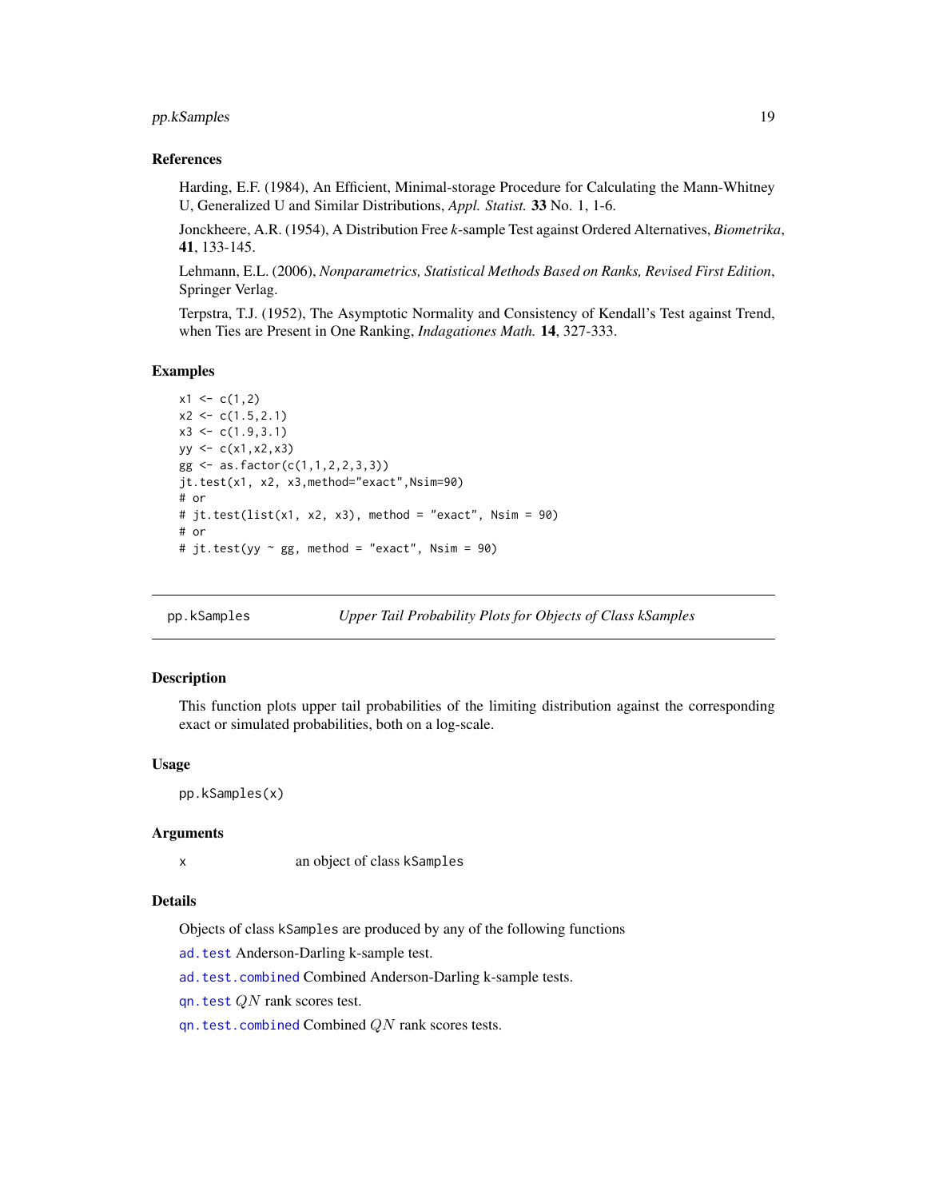### References

Harding, E.F. (1984), An Efficient, Minimal-storage Procedure for Calculating the Mann-Whitney U, Generalized U and Similar Distributions, *Appl. Statist.* **33** No. 1, 1-6.

Jonckheere, A.R. (1954), A Distribution Free *k*-sample Test against Ordered Alternatives, *Biometrika*, **41**, 133-145.

Lehmann, E.L. (2006), *Nonparametrics, Statistical Methods Based on Ranks, Revised First Edition*, Springer Verlag.

Terpstra, T.J. (1952), The Asymptotic Normality and Consistency of Kendall's Test against Trend, when Ties are Present in One Ranking, *Indagationes Math.* **14**, 327-333.

### Examples

```
x1 <- c(1,2)
x2 <- c(1.5,2.1)
x3 <- c(1.9,3.1)
yy <- c(x1,x2,x3)
gg <- as.factor(c(1,1,2,2,3,3))
jt.test(x1, x2, x3,method="exact",Nsim=90)
# or
# jt.test(list(x1, x2, x3), method = "exact", Nsim = 90)
# or
# jt.test(yy ~ gg, method = "exact", Nsim = 90)
```

---

## pp.kSamples — *Upper Tail Probability Plots for Objects of Class kSamples*

---

### Description

This function plots upper tail probabilities of the limiting distribution against the corresponding exact or simulated probabilities, both on a log-scale.

### Usage

```
pp.kSamples(x)
```

### Arguments

`x` an object of class `kSamples`

### Details

Objects of class `kSamples` are produced by any of the following functions

`ad.test` Anderson-Darling k-sample test.

`ad.test.combined` Combined Anderson-Darling k-sample tests.

`qn.test` $QN$ rank scores test.

`qn.test.combined` Combined $QN$ rank scores tests.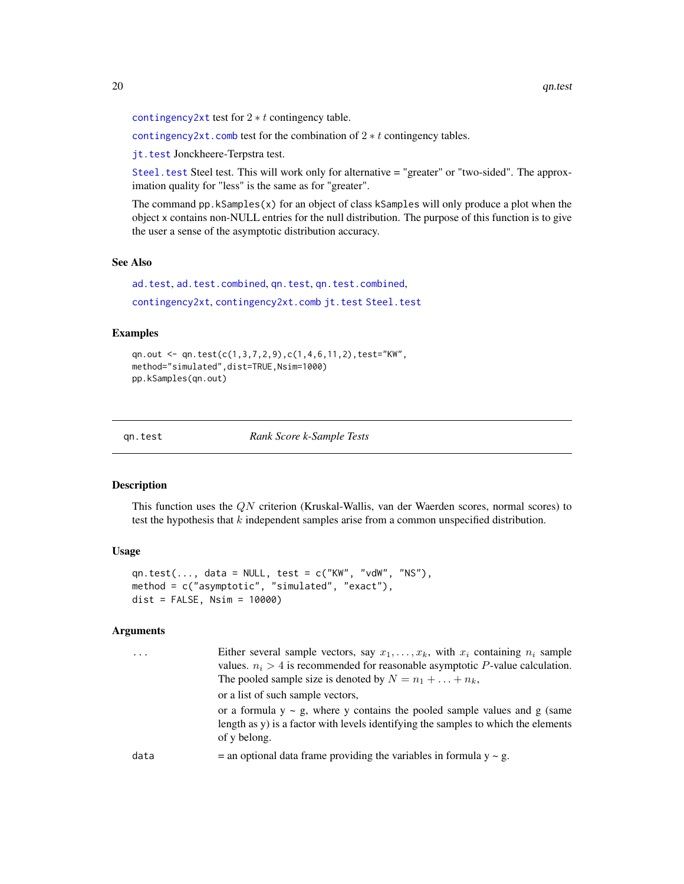`contingency2xt` test for $2 * t$ contingency table.

`contingency2xt.comb` test for the combination of $2 * t$ contingency tables.

`jt.test` Jonckheere-Terpstra test.

`Steel.test` Steel test. This will work only for alternative = "greater" or "two-sided". The approximation quality for "less" is the same as for "greater".

The command `pp.kSamples(x)` for an object of class `kSamples` will only produce a plot when the object `x` contains non-NULL entries for the null distribution. The purpose of this function is to give the user a sense of the asymptotic distribution accuracy.

### See Also

`ad.test`, `ad.test.combined`, `qn.test`, `qn.test.combined`, `contingency2xt`, `contingency2xt.comb` `jt.test` `Steel.test`

### Examples

```
qn.out <- qn.test(c(1,3,7,2,9),c(1,4,6,11,2),test="KW",
method="simulated",dist=TRUE,Nsim=1000)
pp.kSamples(qn.out)
```

---

## qn.test *Rank Score k-Sample Tests*

### Description

This function uses the $QN$ criterion (Kruskal-Wallis, van der Waerden scores, normal scores) to test the hypothesis that $k$ independent samples arise from a common unspecified distribution.

### Usage

```
qn.test(..., data = NULL, test = c("KW", "vdW", "NS"),
method = c("asymptotic", "simulated", "exact"),
dist = FALSE, Nsim = 10000)
```

### Arguments

| | |
|---|---|
| `...` | Either several sample vectors, say $x_1, \ldots, x_k$, with $x_i$ containing $n_i$ sample values. $n_i > 4$ is recommended for reasonable asymptotic $P$-value calculation. The pooled sample size is denoted by $N = n_1 + \ldots + n_k$, <br> or a list of such sample vectors, <br> or a formula y ~ g, where y contains the pooled sample values and g (same length as y) is a factor with levels identifying the samples to which the elements of y belong. |
| `data` | = an optional data frame providing the variables in formula y ~ g. |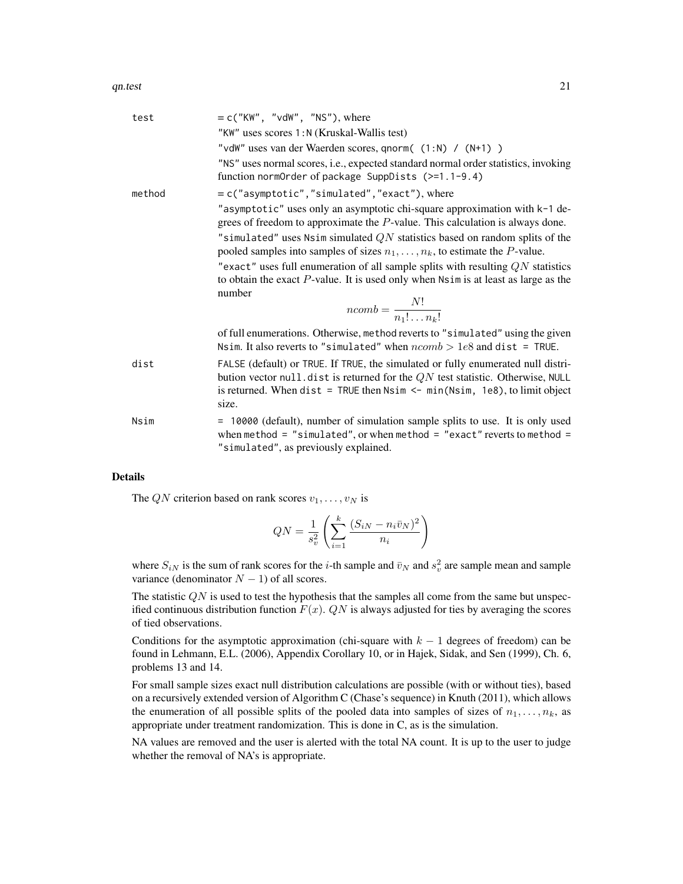| | |
|---|---|
| `test` | `= c("KW", "vdW", "NS")`, where<br>`"KW"` uses scores `1:N` (Kruskal-Wallis test)<br>`"vdW"` uses van der Waerden scores, `qnorm( (1:N) / (N+1) )`<br>`"NS"` uses normal scores, i.e., expected standard normal order statistics, invoking function `normOrder` of package `SuppDists (>=1.1-9.4)` |
| `method` | `= c("asymptotic","simulated","exact")`, where<br>`"asymptotic"` uses only an asymptotic chi-square approximation with `k-1` degrees of freedom to approximate the $P$-value. This calculation is always done.<br>`"simulated"` uses `Nsim` simulated $QN$ statistics based on random splits of the pooled samples into samples of sizes $n_1, \ldots, n_k$, to estimate the $P$-value.<br>`"exact"` uses full enumeration of all sample splits with resulting $QN$ statistics to obtain the exact $P$-value. It is used only when `Nsim` is at least as large as the number $$ncomb = \frac{N!}{n_1! \ldots n_k!}$$ of full enumerations. Otherwise, `method` reverts to `"simulated"` using the given `Nsim`. It also reverts to `"simulated"` when $ncomb > 1e8$ and `dist = TRUE`. |
| `dist` | `FALSE` (default) or `TRUE`. If `TRUE`, the simulated or fully enumerated null distribution vector `null.dist` is returned for the $QN$ test statistic. Otherwise, `NULL` is returned. When `dist = TRUE` then `Nsim <- min(Nsim, 1e8)`, to limit object size. |
| `Nsim` | `= 10000` (default), number of simulation sample splits to use. It is only used when `method = "simulated"`, or when `method = "exact"` reverts to `method = "simulated"`, as previously explained. |

## Details

The $QN$ criterion based on rank scores $v_1, \ldots, v_N$ is

$$QN = \frac{1}{s_v^2} \left( \sum_{i=1}^{k} \frac{(S_{iN} - n_i \bar{v}_N)^2}{n_i} \right)$$

where $S_{iN}$ is the sum of rank scores for the $i$-th sample and $\bar{v}_N$ and $s_v^2$ are sample mean and sample variance (denominator $N - 1$) of all scores.

The statistic $QN$ is used to test the hypothesis that the samples all come from the same but unspecified continuous distribution function $F(x)$. $QN$ is always adjusted for ties by averaging the scores of tied observations.

Conditions for the asymptotic approximation (chi-square with $k - 1$ degrees of freedom) can be found in Lehmann, E.L. (2006), Appendix Corollary 10, or in Hajek, Sidak, and Sen (1999), Ch. 6, problems 13 and 14.

For small sample sizes exact null distribution calculations are possible (with or without ties), based on a recursively extended version of Algorithm C (Chase's sequence) in Knuth (2011), which allows the enumeration of all possible splits of the pooled data into samples of sizes of $n_1, \ldots, n_k$, as appropriate under treatment randomization. This is done in C, as is the simulation.

NA values are removed and the user is alerted with the total NA count. It is up to the user to judge whether the removal of NA's is appropriate.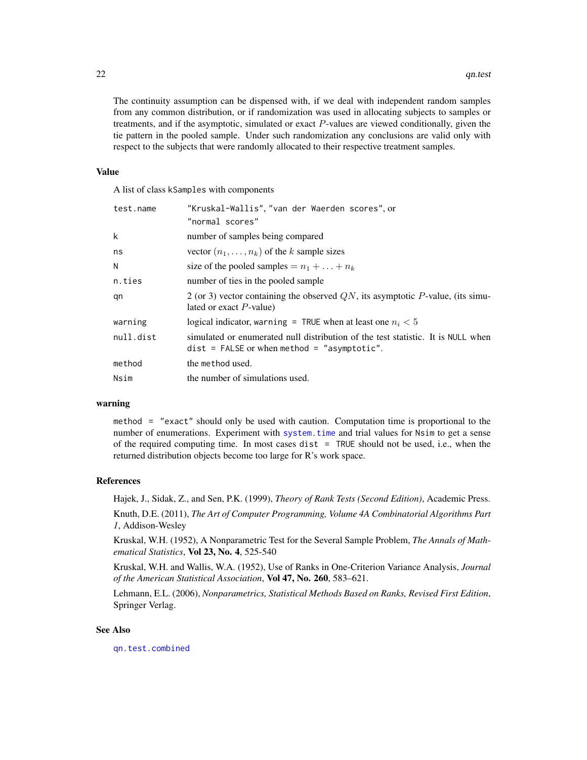The continuity assumption can be dispensed with, if we deal with independent random samples from any common distribution, or if randomization was used in allocating subjects to samples or treatments, and if the asymptotic, simulated or exact $P$-values are viewed conditionally, given the tie pattern in the pooled sample. Under such randomization any conclusions are valid only with respect to the subjects that were randomly allocated to their respective treatment samples.

## Value

A list of class `kSamples` with components

| | |
|---|---|
| `test.name` | `"Kruskal-Wallis"`, `"van der Waerden scores"`, or `"normal scores"` |
| `k` | number of samples being compared |
| `ns` | vector $(n_1, \ldots, n_k)$ of the $k$ sample sizes |
| `N` | size of the pooled samples $= n_1 + \ldots + n_k$ |
| `n.ties` | number of ties in the pooled sample |
| `qn` | 2 (or 3) vector containing the observed $QN$, its asymptotic $P$-value, (its simulated or exact $P$-value) |
| `warning` | logical indicator, `warning = TRUE` when at least one $n_i < 5$ |
| `null.dist` | simulated or enumerated null distribution of the test statistic. It is `NULL` when `dist = FALSE` or when `method = "asymptotic"`. |
| `method` | the `method` used. |
| `Nsim` | the number of simulations used. |

## warning

`method = "exact"` should only be used with caution. Computation time is proportional to the number of enumerations. Experiment with `system.time` and trial values for `Nsim` to get a sense of the required computing time. In most cases `dist = TRUE` should not be used, i.e., when the returned distribution objects become too large for R's work space.

## References

Hajek, J., Sidak, Z., and Sen, P.K. (1999), *Theory of Rank Tests (Second Edition)*, Academic Press.

Knuth, D.E. (2011), *The Art of Computer Programming, Volume 4A Combinatorial Algorithms Part 1*, Addison-Wesley

Kruskal, W.H. (1952), A Nonparametric Test for the Several Sample Problem, *The Annals of Mathematical Statistics*, **Vol 23, No. 4**, 525-540

Kruskal, W.H. and Wallis, W.A. (1952), Use of Ranks in One-Criterion Variance Analysis, *Journal of the American Statistical Association*, **Vol 47, No. 260**, 583–621.

Lehmann, E.L. (2006), *Nonparametrics, Statistical Methods Based on Ranks, Revised First Edition*, Springer Verlag.

## See Also

`qn.test.combined`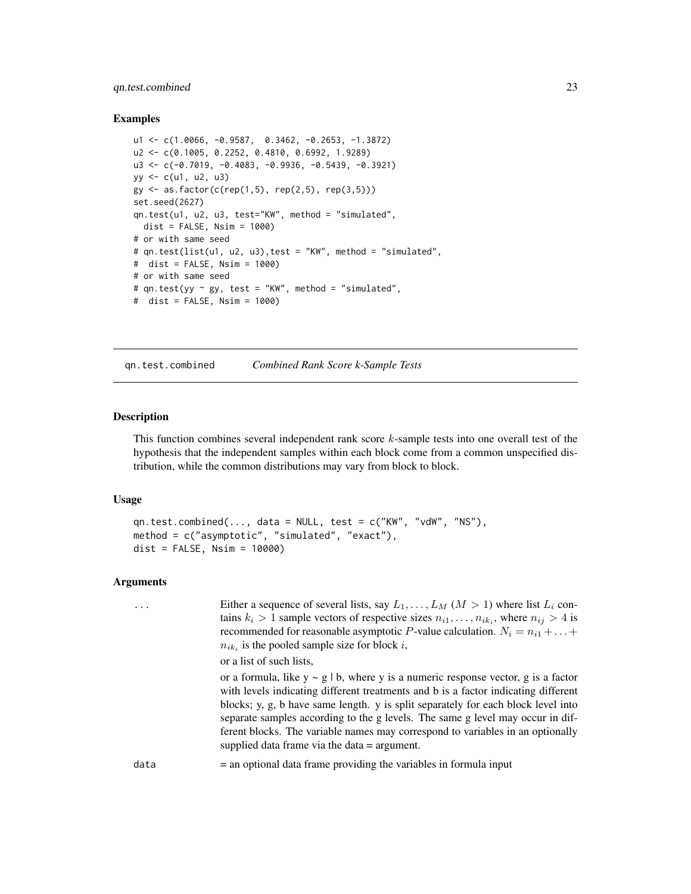### Examples

```
u1 <- c(1.0066, -0.9587,  0.3462, -0.2653, -1.3872)
u2 <- c(0.1005, 0.2252, 0.4810, 0.6992, 1.9289)
u3 <- c(-0.7019, -0.4083, -0.9936, -0.5439, -0.3921)
yy <- c(u1, u2, u3)
gy <- as.factor(c(rep(1,5), rep(2,5), rep(3,5)))
set.seed(2627)
qn.test(u1, u2, u3, test="KW", method = "simulated",
  dist = FALSE, Nsim = 1000)
# or with same seed
# qn.test(list(u1, u2, u3),test = "KW", method = "simulated",
#  dist = FALSE, Nsim = 1000)
# or with same seed
# qn.test(yy ~ gy, test = "KW", method = "simulated",
#  dist = FALSE, Nsim = 1000)
```

## qn.test.combined *Combined Rank Score k-Sample Tests*

### Description

This function combines several independent rank score $k$-sample tests into one overall test of the hypothesis that the independent samples within each block come from a common unspecified distribution, while the common distributions may vary from block to block.

### Usage

```
qn.test.combined(..., data = NULL, test = c("KW", "vdW", "NS"),
method = c("asymptotic", "simulated", "exact"),
dist = FALSE, Nsim = 10000)
```

### Arguments

`...` Either a sequence of several lists, say $L_1, \ldots, L_M$ ($M > 1$) where list $L_i$ contains $k_i > 1$ sample vectors of respective sizes $n_{i1}, \ldots, n_{ik_i}$, where $n_{ij} > 4$ is recommended for reasonable asymptotic $P$-value calculation. $N_i = n_{i1} + \ldots + n_{ik_i}$ is the pooled sample size for block $i$,

or a list of such lists,

or a formula, like y ~ g | b, where y is a numeric response vector, g is a factor with levels indicating different treatments and b is a factor indicating different blocks; y, g, b have same length. y is split separately for each block level into separate samples according to the g levels. The same g level may occur in different blocks. The variable names may correspond to variables in an optionally supplied data frame via the data = argument.

`data` = an optional data frame providing the variables in formula input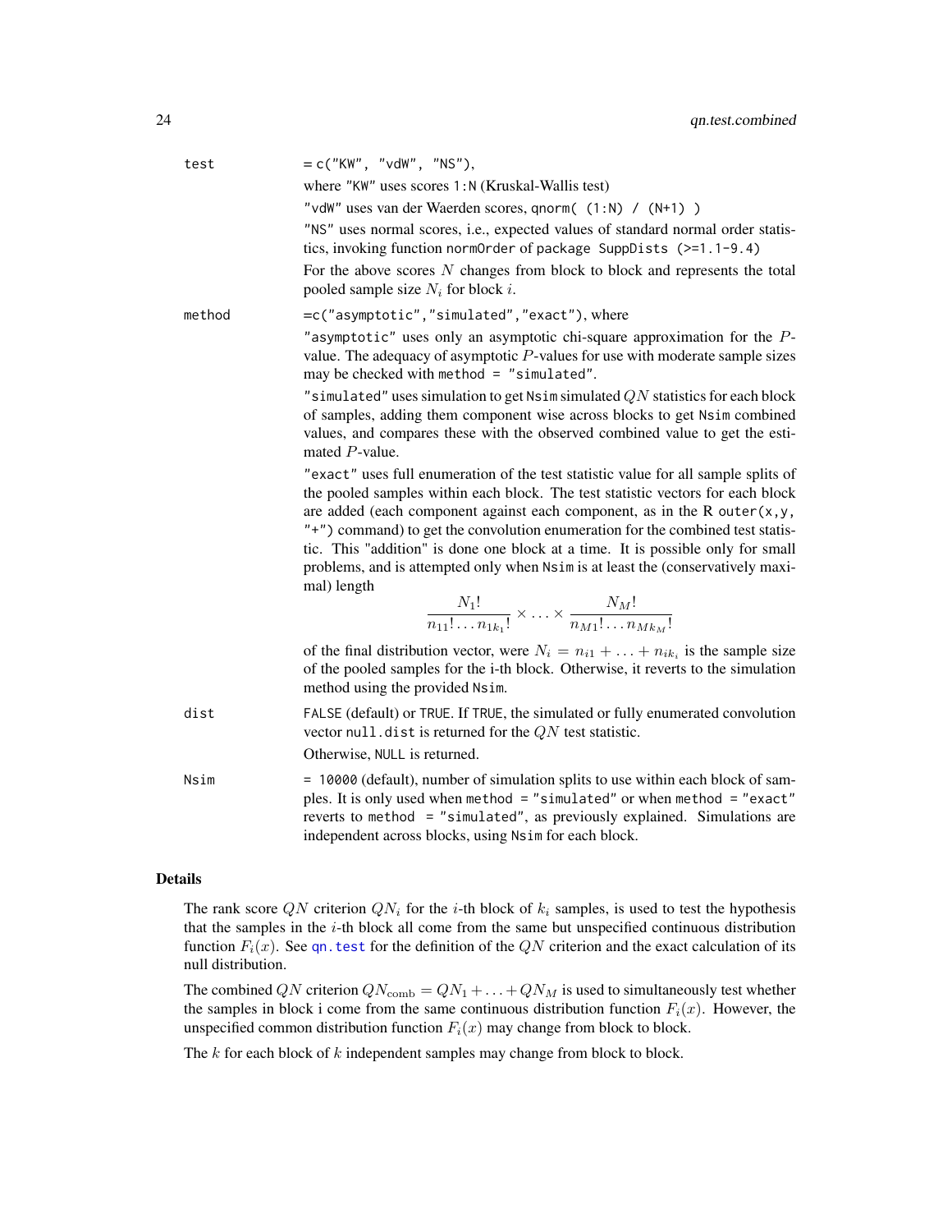test = c("KW", "vdW", "NS"),

where "KW" uses scores 1:N (Kruskal-Wallis test)

"vdW" uses van der Waerden scores, qnorm( (1:N) / (N+1) )

"NS" uses normal scores, i.e., expected values of standard normal order statistics, invoking function normOrder of package SuppDists (>=1.1-9.4)

For the above scores $N$ changes from block to block and represents the total pooled sample size $N_i$ for block $i$.

method =c("asymptotic","simulated","exact"), where

"asymptotic" uses only an asymptotic chi-square approximation for the $P$-value. The adequacy of asymptotic $P$-values for use with moderate sample sizes may be checked with method = "simulated".

"simulated" uses simulation to get Nsim simulated $QN$ statistics for each block of samples, adding them component wise across blocks to get Nsim combined values, and compares these with the observed combined value to get the estimated $P$-value.

"exact" uses full enumeration of the test statistic value for all sample splits of the pooled samples within each block. The test statistic vectors for each block are added (each component against each component, as in the R outer(x,y, "+") command) to get the convolution enumeration for the combined test statistic. This "addition" is done one block at a time. It is possible only for small problems, and is attempted only when Nsim is at least the (conservatively maximal) length

$$\frac{N_1!}{n_{11}!\ldots n_{1k_1}!}\times\ldots\times\frac{N_M!}{n_{M1}!\ldots n_{Mk_M}!}$$

of the final distribution vector, were $N_i = n_{i1} + \ldots + n_{ik_i}$ is the sample size of the pooled samples for the i-th block. Otherwise, it reverts to the simulation method using the provided Nsim.

dist FALSE (default) or TRUE. If TRUE, the simulated or fully enumerated convolution vector null.dist is returned for the $QN$ test statistic.

Otherwise, NULL is returned.

Nsim = 10000 (default), number of simulation splits to use within each block of samples. It is only used when method = "simulated" or when method = "exact" reverts to method = "simulated", as previously explained. Simulations are independent across blocks, using Nsim for each block.

## Details

The rank score $QN$ criterion $QN_i$ for the $i$-th block of $k_i$ samples, is used to test the hypothesis that the samples in the $i$-th block all come from the same but unspecified continuous distribution function $F_i(x)$. See qn.test for the definition of the $QN$ criterion and the exact calculation of its null distribution.

The combined $QN$ criterion $QN_{\text{comb}} = QN_1 + \ldots + QN_M$ is used to simultaneously test whether the samples in block i come from the same continuous distribution function $F_i(x)$. However, the unspecified common distribution function $F_i(x)$ may change from block to block.

The $k$ for each block of $k$ independent samples may change from block to block.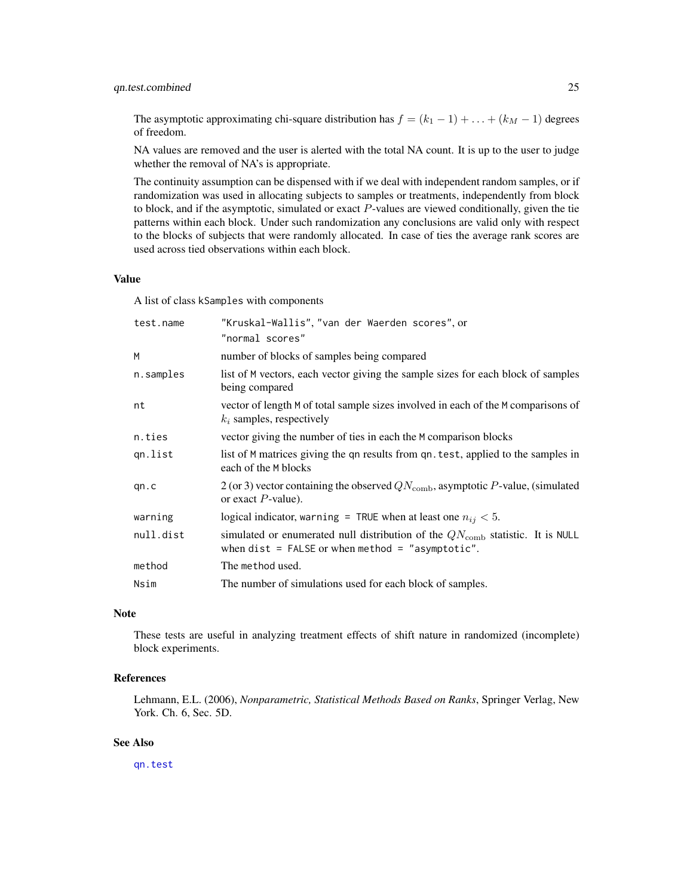The asymptotic approximating chi-square distribution has $f = (k_1 - 1) + \ldots + (k_M - 1)$ degrees of freedom.

NA values are removed and the user is alerted with the total NA count. It is up to the user to judge whether the removal of NA's is appropriate.

The continuity assumption can be dispensed with if we deal with independent random samples, or if randomization was used in allocating subjects to samples or treatments, independently from block to block, and if the asymptotic, simulated or exact $P$-values are viewed conditionally, given the tie patterns within each block. Under such randomization any conclusions are valid only with respect to the blocks of subjects that were randomly allocated. In case of ties the average rank scores are used across tied observations within each block.

## Value

A list of class `kSamples` with components

| | |
|---|---|
| `test.name` | `"Kruskal-Wallis"`, `"van der Waerden scores"`, or `"normal scores"` |
| `M` | number of blocks of samples being compared |
| `n.samples` | list of `M` vectors, each vector giving the sample sizes for each block of samples being compared |
| `nt` | vector of length `M` of total sample sizes involved in each of the `M` comparisons of $k_i$ samples, respectively |
| `n.ties` | vector giving the number of ties in each the `M` comparison blocks |
| `qn.list` | list of `M` matrices giving the `qn` results from `qn.test`, applied to the samples in each of the `M` blocks |
| `qn.c` | 2 (or 3) vector containing the observed $QN_{\text{comb}}$, asymptotic $P$-value, (simulated or exact $P$-value). |
| `warning` | logical indicator, `warning = TRUE` when at least one $n_{ij} < 5$. |
| `null.dist` | simulated or enumerated null distribution of the $QN_{\text{comb}}$ statistic. It is `NULL` when `dist = FALSE` or when `method = "asymptotic"`. |
| `method` | The `method` used. |
| `Nsim` | The number of simulations used for each block of samples. |

## Note

These tests are useful in analyzing treatment effects of shift nature in randomized (incomplete) block experiments.

## References

Lehmann, E.L. (2006), *Nonparametric, Statistical Methods Based on Ranks*, Springer Verlag, New York. Ch. 6, Sec. 5D.

## See Also

`qn.test`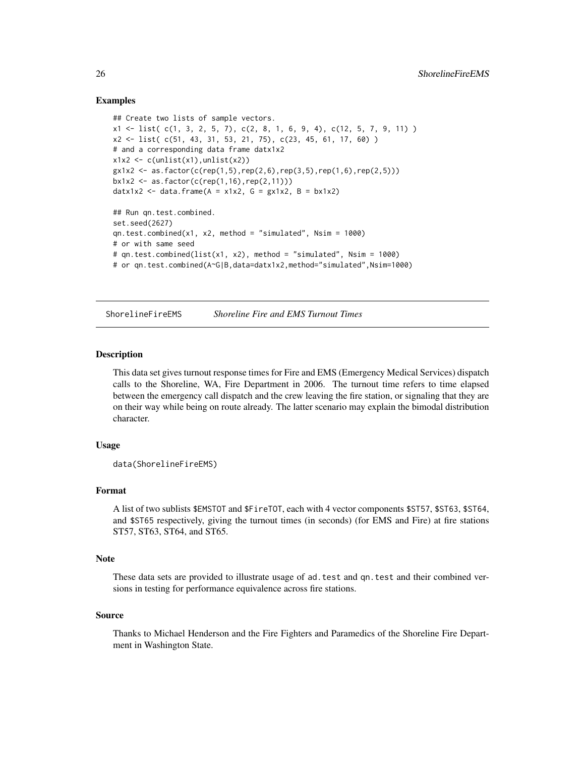### Examples

```
## Create two lists of sample vectors.
x1 <- list( c(1, 3, 2, 5, 7), c(2, 8, 1, 6, 9, 4), c(12, 5, 7, 9, 11) )
x2 <- list( c(51, 43, 31, 53, 21, 75), c(23, 45, 61, 17, 60) )
# and a corresponding data frame datx1x2
x1x2 <- c(unlist(x1),unlist(x2))
gx1x2 <- as.factor(c(rep(1,5),rep(2,6),rep(3,5),rep(1,6),rep(2,5)))
bx1x2 <- as.factor(c(rep(1,16),rep(2,11)))
datx1x2 <- data.frame(A = x1x2, G = gx1x2, B = bx1x2)

## Run qn.test.combined.
set.seed(2627)
qn.test.combined(x1, x2, method = "simulated", Nsim = 1000)
# or with same seed
# qn.test.combined(list(x1, x2), method = "simulated", Nsim = 1000)
# or qn.test.combined(A~G|B,data=datx1x2,method="simulated",Nsim=1000)
```

---

## ShorelineFireEMS *Shoreline Fire and EMS Turnout Times*

---

### Description

This data set gives turnout response times for Fire and EMS (Emergency Medical Services) dispatch calls to the Shoreline, WA, Fire Department in 2006. The turnout time refers to time elapsed between the emergency call dispatch and the crew leaving the fire station, or signaling that they are on their way while being on route already. The latter scenario may explain the bimodal distribution character.

### Usage

```
data(ShorelineFireEMS)
```

### Format

A list of two sublists `$EMSTOT` and `$FireTOT`, each with 4 vector components `$ST57`, `$ST63`, `$ST64`, and `$ST65` respectively, giving the turnout times (in seconds) (for EMS and Fire) at fire stations ST57, ST63, ST64, and ST65.

### Note

These data sets are provided to illustrate usage of `ad.test` and `qn.test` and their combined versions in testing for performance equivalence across fire stations.

### Source

Thanks to Michael Henderson and the Fire Fighters and Paramedics of the Shoreline Fire Department in Washington State.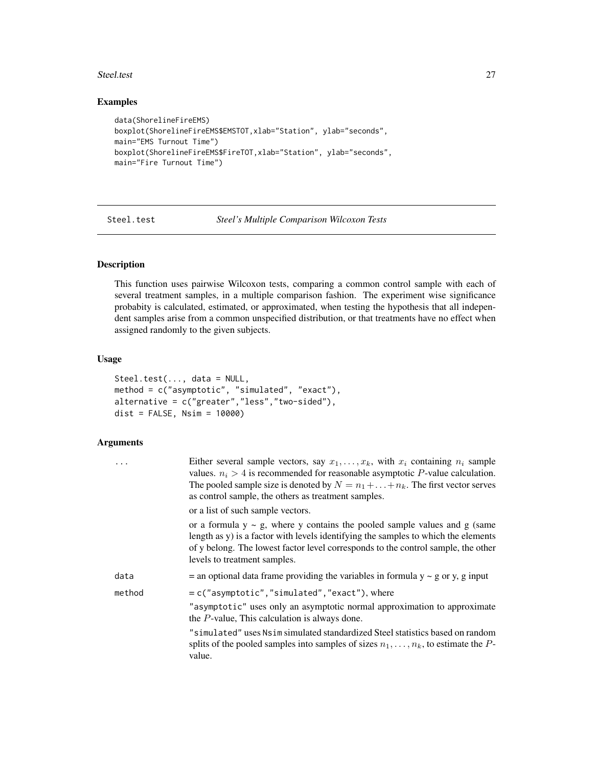## Examples

```
data(ShorelineFireEMS)
boxplot(ShorelineFireEMS$EMSTOT,xlab="Station", ylab="seconds",
main="EMS Turnout Time")
boxplot(ShorelineFireEMS$FireTOT,xlab="Station", ylab="seconds",
main="Fire Turnout Time")
```

---

# Steel.test — *Steel's Multiple Comparison Wilcoxon Tests*

---

## Description

This function uses pairwise Wilcoxon tests, comparing a common control sample with each of several treatment samples, in a multiple comparison fashion. The experiment wise significance probabity is calculated, estimated, or approximated, when testing the hypothesis that all independent samples arise from a common unspecified distribution, or that treatments have no effect when assigned randomly to the given subjects.

## Usage

```
Steel.test(..., data = NULL,
method = c("asymptotic", "simulated", "exact"),
alternative = c("greater","less","two-sided"),
dist = FALSE, Nsim = 10000)
```

## Arguments

| | |
|---|---|
| `...` | Either several sample vectors, say $x_1, \ldots, x_k$, with $x_i$ containing $n_i$ sample values. $n_i > 4$ is recommended for reasonable asymptotic $P$-value calculation. The pooled sample size is denoted by $N = n_1 + \ldots + n_k$. The first vector serves as control sample, the others as treatment samples.<br><br>or a list of such sample vectors.<br><br>or a formula y ~ g, where y contains the pooled sample values and g (same length as y) is a factor with levels identifying the samples to which the elements of y belong. The lowest factor level corresponds to the control sample, the other levels to treatment samples. |
| `data` | = an optional data frame providing the variables in formula y ~ g or y, g input |
| `method` | = `c("asymptotic","simulated","exact")`, where<br><br>`"asymptotic"` uses only an asymptotic normal approximation to approximate the $P$-value, This calculation is always done.<br><br>`"simulated"` uses `Nsim` simulated standardized Steel statistics based on random splits of the pooled samples into samples of sizes $n_1, \ldots, n_k$, to estimate the $P$-value. |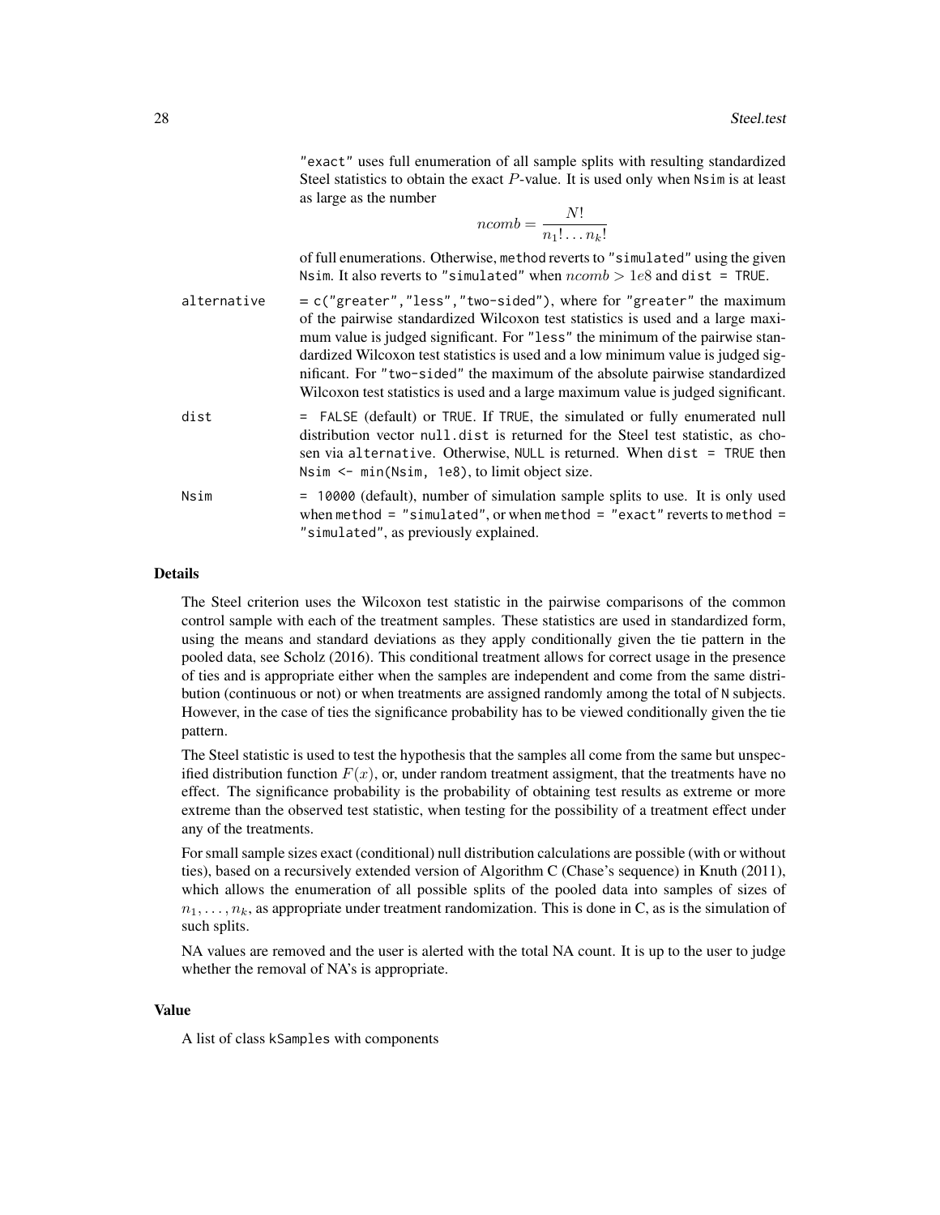"exact" uses full enumeration of all sample splits with resulting standardized Steel statistics to obtain the exact $P$-value. It is used only when Nsim is at least as large as the number

$$ncomb = \frac{N!}{n_1! \ldots n_k!}$$

of full enumerations. Otherwise, method reverts to "simulated" using the given Nsim. It also reverts to "simulated" when $ncomb > 1e8$ and dist = TRUE.

alternative
: = c("greater","less","two-sided"), where for "greater" the maximum of the pairwise standardized Wilcoxon test statistics is used and a large maximum value is judged significant. For "less" the minimum of the pairwise standardized Wilcoxon test statistics is used and a low minimum value is judged significant. For "two-sided" the maximum of the absolute pairwise standardized Wilcoxon test statistics is used and a large maximum value is judged significant.

dist
: = FALSE (default) or TRUE. If TRUE, the simulated or fully enumerated null distribution vector null.dist is returned for the Steel test statistic, as chosen via alternative. Otherwise, NULL is returned. When dist = TRUE then Nsim <- min(Nsim, 1e8), to limit object size.

Nsim
: = 10000 (default), number of simulation sample splits to use. It is only used when method = "simulated", or when method = "exact" reverts to method = "simulated", as previously explained.

### Details

The Steel criterion uses the Wilcoxon test statistic in the pairwise comparisons of the common control sample with each of the treatment samples. These statistics are used in standardized form, using the means and standard deviations as they apply conditionally given the tie pattern in the pooled data, see Scholz (2016). This conditional treatment allows for correct usage in the presence of ties and is appropriate either when the samples are independent and come from the same distribution (continuous or not) or when treatments are assigned randomly among the total of N subjects. However, in the case of ties the significance probability has to be viewed conditionally given the tie pattern.

The Steel statistic is used to test the hypothesis that the samples all come from the same but unspecified distribution function $F(x)$, or, under random treatment assigment, that the treatments have no effect. The significance probability is the probability of obtaining test results as extreme or more extreme than the observed test statistic, when testing for the possibility of a treatment effect under any of the treatments.

For small sample sizes exact (conditional) null distribution calculations are possible (with or without ties), based on a recursively extended version of Algorithm C (Chase's sequence) in Knuth (2011), which allows the enumeration of all possible splits of the pooled data into samples of sizes of $n_1, \ldots, n_k$, as appropriate under treatment randomization. This is done in C, as is the simulation of such splits.

NA values are removed and the user is alerted with the total NA count. It is up to the user to judge whether the removal of NA's is appropriate.

### Value

A list of class kSamples with components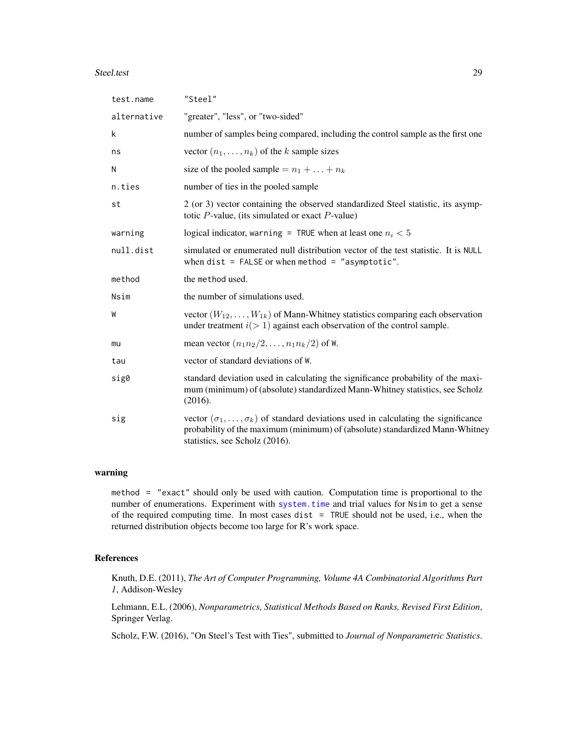| | |
|---|---|
| `test.name` | "Steel" |
| `alternative` | "greater", "less", or "two-sided" |
| `k` | number of samples being compared, including the control sample as the first one |
| `ns` | vector $(n_1, \ldots, n_k)$ of the $k$ sample sizes |
| `N` | size of the pooled sample $= n_1 + \ldots + n_k$ |
| `n.ties` | number of ties in the pooled sample |
| `st` | 2 (or 3) vector containing the observed standardized Steel statistic, its asymptotic $P$-value, (its simulated or exact $P$-value) |
| `warning` | logical indicator, `warning = TRUE` when at least one $n_i < 5$ |
| `null.dist` | simulated or enumerated null distribution vector of the test statistic. It is `NULL` when `dist = FALSE` or when `method = "asymptotic"`. |
| `method` | the `method` used. |
| `Nsim` | the number of simulations used. |
| `W` | vector $(W_{12}, \ldots, W_{1k})$ of Mann-Whitney statistics comparing each observation under treatment $i (> 1)$ against each observation of the control sample. |
| `mu` | mean vector $(n_1 n_2/2, \ldots, n_1 n_k/2)$ of `W`. |
| `tau` | vector of standard deviations of `W`. |
| `sig0` | standard deviation used in calculating the significance probability of the maximum (minimum) of (absolute) standardized Mann-Whitney statistics, see Scholz (2016). |
| `sig` | vector $(\sigma_1, \ldots, \sigma_k)$ of standard deviations used in calculating the significance probability of the maximum (minimum) of (absolute) standardized Mann-Whitney statistics, see Scholz (2016). |

## warning

`method = "exact"` should only be used with caution. Computation time is proportional to the number of enumerations. Experiment with `system.time` and trial values for `Nsim` to get a sense of the required computing time. In most cases `dist = TRUE` should not be used, i.e., when the returned distribution objects become too large for R's work space.

## References

Knuth, D.E. (2011), *The Art of Computer Programming, Volume 4A Combinatorial Algorithms Part 1*, Addison-Wesley

Lehmann, E.L. (2006), *Nonparametrics, Statistical Methods Based on Ranks, Revised First Edition*, Springer Verlag.

Scholz, F.W. (2016), "On Steel's Test with Ties", submitted to *Journal of Nonparametric Statistics*.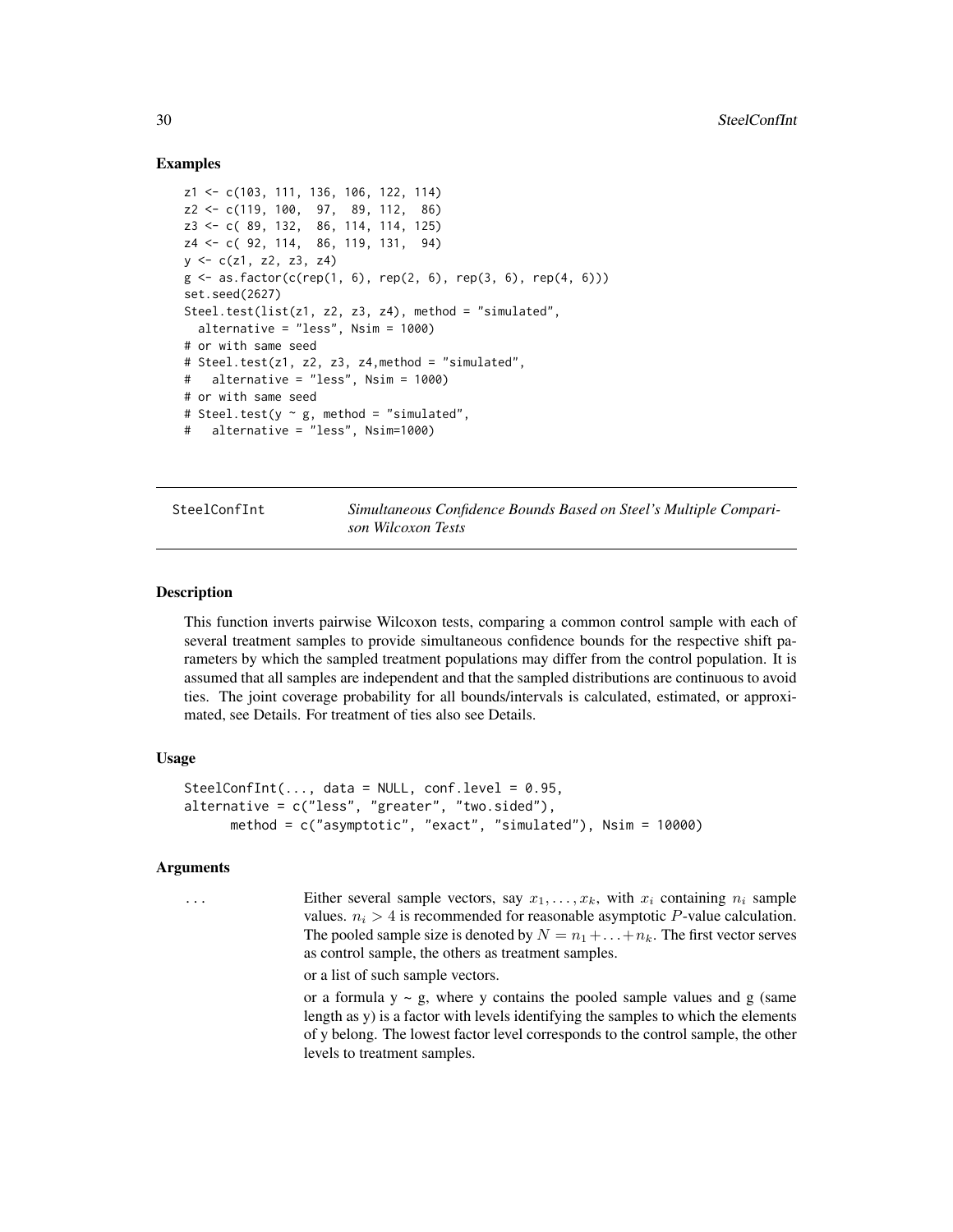## Examples

```
z1 <- c(103, 111, 136, 106, 122, 114)
z2 <- c(119, 100,  97,  89, 112,  86)
z3 <- c( 89, 132,  86, 114, 114, 125)
z4 <- c( 92, 114,  86, 119, 131,  94)
y <- c(z1, z2, z3, z4)
g <- as.factor(c(rep(1, 6), rep(2, 6), rep(3, 6), rep(4, 6)))
set.seed(2627)
Steel.test(list(z1, z2, z3, z4), method = "simulated",
  alternative = "less", Nsim = 1000)
# or with same seed
# Steel.test(z1, z2, z3, z4,method = "simulated",
#   alternative = "less", Nsim = 1000)
# or with same seed
# Steel.test(y ~ g, method = "simulated",
#   alternative = "less", Nsim=1000)
```

---

## SteelConfInt — *Simultaneous Confidence Bounds Based on Steel's Multiple Comparison Wilcoxon Tests*

### Description

This function inverts pairwise Wilcoxon tests, comparing a common control sample with each of several treatment samples to provide simultaneous confidence bounds for the respective shift parameters by which the sampled treatment populations may differ from the control population. It is assumed that all samples are independent and that the sampled distributions are continuous to avoid ties. The joint coverage probability for all bounds/intervals is calculated, estimated, or approximated, see Details. For treatment of ties also see Details.

### Usage

```
SteelConfInt(..., data = NULL, conf.level = 0.95,
alternative = c("less", "greater", "two.sided"),
      method = c("asymptotic", "exact", "simulated"), Nsim = 10000)
```

### Arguments

`...` Either several sample vectors, say $x_1, \ldots, x_k$, with $x_i$ containing $n_i$ sample values. $n_i > 4$ is recommended for reasonable asymptotic $P$-value calculation. The pooled sample size is denoted by $N = n_1 + \ldots + n_k$. The first vector serves as control sample, the others as treatment samples.

or a list of such sample vectors.

or a formula y ~ g, where y contains the pooled sample values and g (same length as y) is a factor with levels identifying the samples to which the elements of y belong. The lowest factor level corresponds to the control sample, the other levels to treatment samples.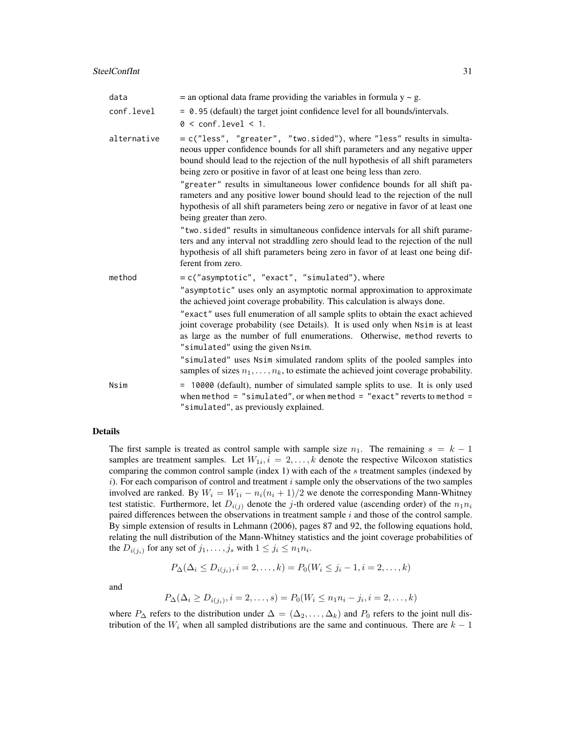| | |
|---|---|
| data | = an optional data frame providing the variables in formula y ~ g. |
| conf.level | = `0.95` (default) the target joint confidence level for all bounds/intervals. `0 < conf.level < 1`. |
| alternative | = `c("less", "greater", "two.sided")`, where `"less"` results in simultaneous upper confidence bounds for all shift parameters and any negative upper bound should lead to the rejection of the null hypothesis of all shift parameters being zero or positive in favor of at least one being less than zero. `"greater"` results in simultaneous lower confidence bounds for all shift parameters and any positive lower bound should lead to the rejection of the null hypothesis of all shift parameters being zero or negative in favor of at least one being greater than zero. `"two.sided"` results in simultaneous confidence intervals for all shift parameters and any interval not straddling zero should lead to the rejection of the null hypothesis of all shift parameters being zero in favor of at least one being different from zero. |
| method | = `c("asymptotic", "exact", "simulated")`, where `"asymptotic"` uses only an asymptotic normal approximation to approximate the achieved joint coverage probability. This calculation is always done. `"exact"` uses full enumeration of all sample splits to obtain the exact achieved joint coverage probability (see Details). It is used only when `Nsim` is at least as large as the number of full enumerations. Otherwise, `method` reverts to `"simulated"` using the given `Nsim`. `"simulated"` uses `Nsim` simulated random splits of the pooled samples into samples of sizes $n_1, \ldots, n_k$, to estimate the achieved joint coverage probability. |
| Nsim | = `10000` (default), number of simulated sample splits to use. It is only used when `method = "simulated"`, or when `method = "exact"` reverts to `method = "simulated"`, as previously explained. |

## Details

The first sample is treated as control sample with sample size $n_1$. The remaining $s = k - 1$ samples are treatment samples. Let $W_{1i}, i = 2, \ldots, k$ denote the respective Wilcoxon statistics comparing the common control sample (index 1) with each of the $s$ treatment samples (indexed by $i$). For each comparison of control and treatment $i$ sample only the observations of the two samples involved are ranked. By $W_i = W_{1i} - n_i(n_i + 1)/2$ we denote the corresponding Mann-Whitney test statistic. Furthermore, let $D_{i(j)}$ denote the $j$-th ordered value (ascending order) of the $n_1 n_i$ paired differences between the observations in treatment sample $i$ and those of the control sample. By simple extension of results in Lehmann (2006), pages 87 and 92, the following equations hold, relating the null distribution of the Mann-Whitney statistics and the joint coverage probabilities of the $D_{i(j_i)}$ for any set of $j_1, \ldots, j_s$ with $1 \leq j_i \leq n_1 n_i$.

$$P_\Delta(\Delta_i \leq D_{i(j_i)}, i = 2, \ldots, k) = P_0(W_i \leq j_i - 1, i = 2, \ldots, k)$$

and

$$P_\Delta(\Delta_i \geq D_{i(j_i)}, i = 2, \ldots, s) = P_0(W_i \leq n_1 n_i - j_i, i = 2, \ldots, k)$$

where $P_\Delta$ refers to the distribution under $\Delta = (\Delta_2, \ldots, \Delta_k)$ and $P_0$ refers to the joint null distribution of the $W_i$ when all sampled distributions are the same and continuous. There are $k - 1$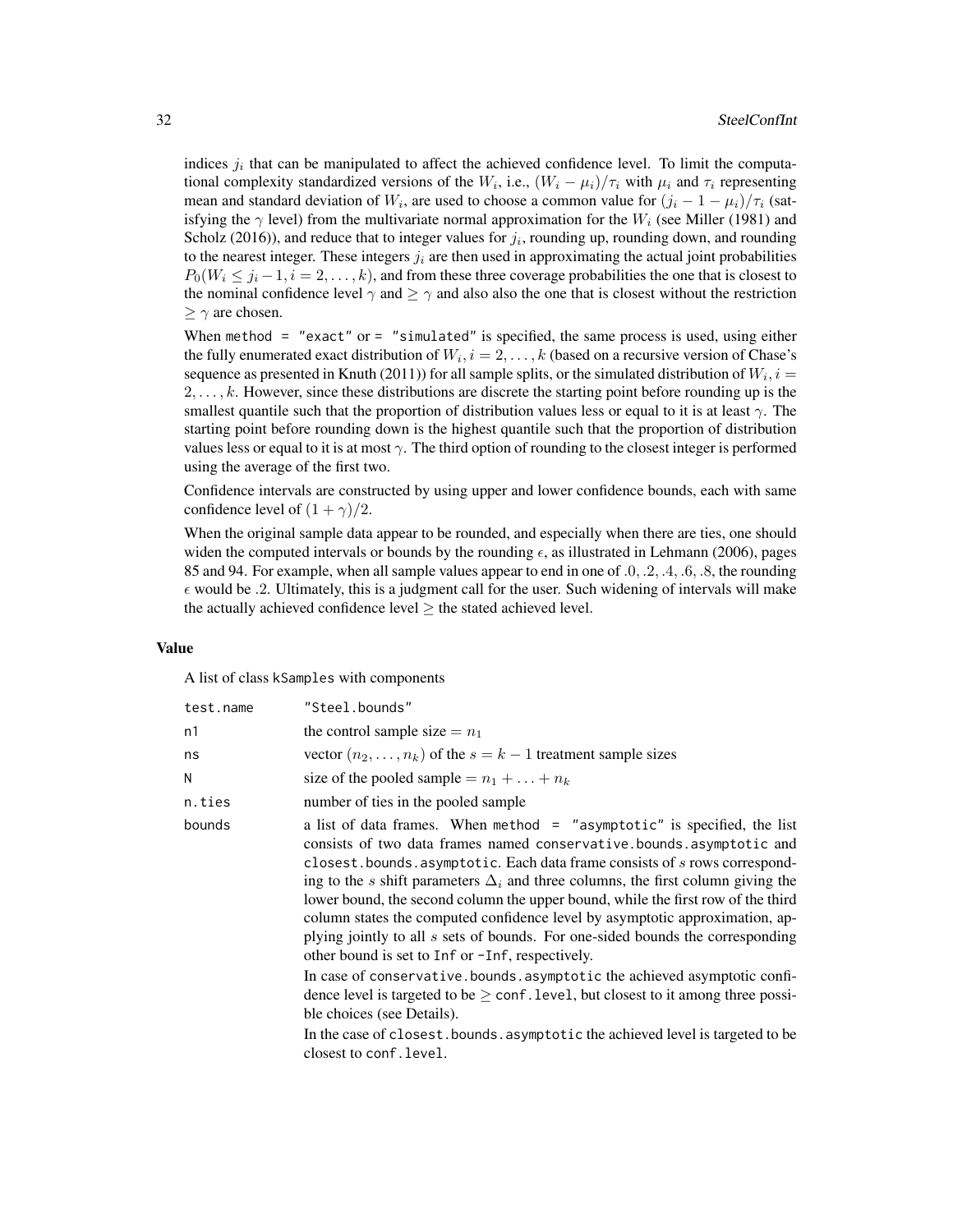indices $j_i$ that can be manipulated to affect the achieved confidence level. To limit the computational complexity standardized versions of the $W_i$, i.e., $(W_i - \mu_i)/\tau_i$ with $\mu_i$ and $\tau_i$ representing mean and standard deviation of $W_i$, are used to choose a common value for $(j_i - 1 - \mu_i)/\tau_i$ (satisfying the $\gamma$ level) from the multivariate normal approximation for the $W_i$ (see Miller (1981) and Scholz (2016)), and reduce that to integer values for $j_i$, rounding up, rounding down, and rounding to the nearest integer. These integers $j_i$ are then used in approximating the actual joint probabilities $P_0(W_i \leq j_i - 1, i = 2, \ldots, k)$, and from these three coverage probabilities the one that is closest to the nominal confidence level $\gamma$ and $\geq \gamma$ and also also the one that is closest without the restriction $\geq \gamma$ are chosen.

When `method = "exact"` or `= "simulated"` is specified, the same process is used, using either the fully enumerated exact distribution of $W_i, i = 2, \ldots, k$ (based on a recursive version of Chase's sequence as presented in Knuth (2011)) for all sample splits, or the simulated distribution of $W_i, i = 2, \ldots, k$. However, since these distributions are discrete the starting point before rounding up is the smallest quantile such that the proportion of distribution values less or equal to it is at least $\gamma$. The starting point before rounding down is the highest quantile such that the proportion of distribution values less or equal to it is at most $\gamma$. The third option of rounding to the closest integer is performed using the average of the first two.

Confidence intervals are constructed by using upper and lower confidence bounds, each with same confidence level of $(1 + \gamma)/2$.

When the original sample data appear to be rounded, and especially when there are ties, one should widen the computed intervals or bounds by the rounding $\epsilon$, as illustrated in Lehmann (2006), pages 85 and 94. For example, when all sample values appear to end in one of $.0, .2, .4, .6, .8$, the rounding $\epsilon$ would be $.2$. Ultimately, this is a judgment call for the user. Such widening of intervals will make the actually achieved confidence level $\geq$ the stated achieved level.

### Value

A list of class `kSamples` with components

| | |
|---|---|
| `test.name` | `"Steel.bounds"` |
| `n1` | the control sample size $= n_1$ |
| `ns` | vector $(n_2, \ldots, n_k)$ of the $s = k - 1$ treatment sample sizes |
| `N` | size of the pooled sample $= n_1 + \ldots + n_k$ |
| `n.ties` | number of ties in the pooled sample |
| `bounds` | a list of data frames. When `method = "asymptotic"` is specified, the list consists of two data frames named `conservative.bounds.asymptotic` and `closest.bounds.asymptotic`. Each data frame consists of $s$ rows corresponding to the $s$ shift parameters $\Delta_i$ and three columns, the first column giving the lower bound, the second column the upper bound, while the first row of the third column states the computed confidence level by asymptotic approximation, applying jointly to all $s$ sets of bounds. For one-sided bounds the corresponding other bound is set to `Inf` or `-Inf`, respectively. In case of `conservative.bounds.asymptotic` the achieved asymptotic confidence level is targeted to be $\geq$ `conf.level`, but closest to it among three possible choices (see Details). In the case of `closest.bounds.asymptotic` the achieved level is targeted to be closest to `conf.level`. |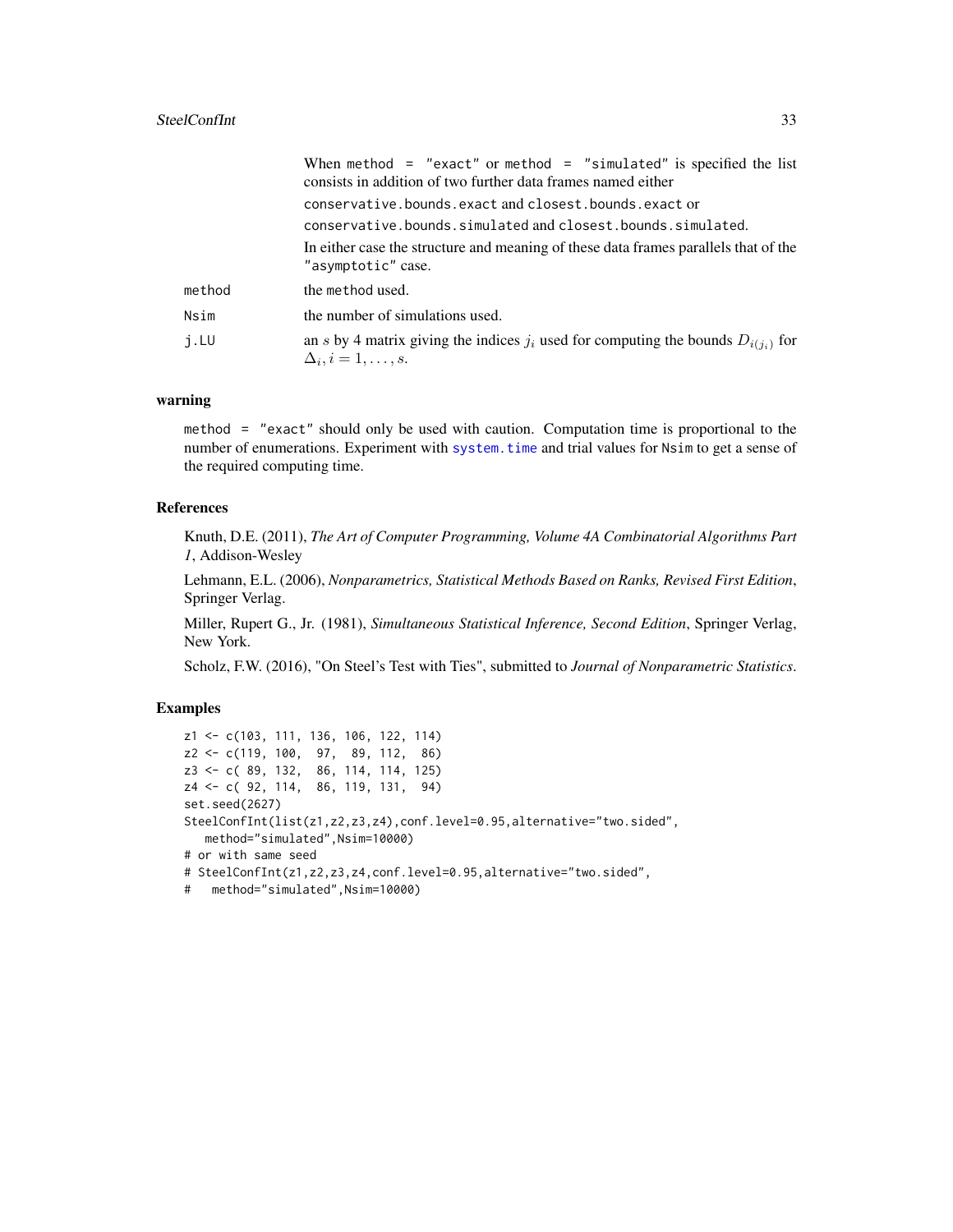| | |
|---|---|
| | When `method = "exact"` or `method = "simulated"` is specified the list consists in addition of two further data frames named either `conservative.bounds.exact` and `closest.bounds.exact` or `conservative.bounds.simulated` and `closest.bounds.simulated`. In either case the structure and meaning of these data frames parallels that of the `"asymptotic"` case. |
| `method` | the `method` used. |
| `Nsim` | the number of simulations used. |
| `j.LU` | an $s$ by 4 matrix giving the indices $j_i$ used for computing the bounds $D_{i(j_i)}$ for $\Delta_i, i = 1, \ldots, s$. |

## warning

`method = "exact"` should only be used with caution. Computation time is proportional to the number of enumerations. Experiment with `system.time` and trial values for `Nsim` to get a sense of the required computing time.

## References

Knuth, D.E. (2011), *The Art of Computer Programming, Volume 4A Combinatorial Algorithms Part 1*, Addison-Wesley

Lehmann, E.L. (2006), *Nonparametrics, Statistical Methods Based on Ranks, Revised First Edition*, Springer Verlag.

Miller, Rupert G., Jr. (1981), *Simultaneous Statistical Inference, Second Edition*, Springer Verlag, New York.

Scholz, F.W. (2016), "On Steel's Test with Ties", submitted to *Journal of Nonparametric Statistics*.

## Examples

```
z1 <- c(103, 111, 136, 106, 122, 114)
z2 <- c(119, 100,  97,  89, 112,  86)
z3 <- c( 89, 132,  86, 114, 114, 125)
z4 <- c( 92, 114,  86, 119, 131,  94)
set.seed(2627)
SteelConfInt(list(z1,z2,z3,z4),conf.level=0.95,alternative="two.sided",
   method="simulated",Nsim=10000)
# or with same seed
# SteelConfInt(z1,z2,z3,z4,conf.level=0.95,alternative="two.sided",
#   method="simulated",Nsim=10000)
```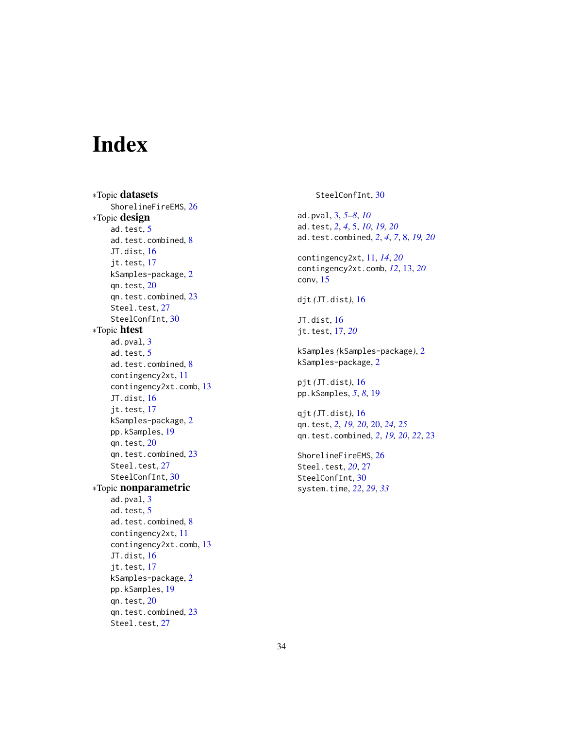# Index

∗Topic **datasets**
- ShorelineFireEMS, 26

∗Topic **design**
- ad.test, 5
- ad.test.combined, 8
- JT.dist, 16
- jt.test, 17
- kSamples-package, 2
- qn.test, 20
- qn.test.combined, 23
- Steel.test, 27
- SteelConfInt, 30

∗Topic **htest**
- ad.pval, 3
- ad.test, 5
- ad.test.combined, 8
- contingency2xt, 11
- contingency2xt.comb, 13
- JT.dist, 16
- jt.test, 17
- kSamples-package, 2
- pp.kSamples, 19
- qn.test, 20
- qn.test.combined, 23
- Steel.test, 27
- SteelConfInt, 30

∗Topic **nonparametric**
- ad.pval, 3
- ad.test, 5
- ad.test.combined, 8
- contingency2xt, 11
- contingency2xt.comb, 13
- JT.dist, 16
- jt.test, 17
- kSamples-package, 2
- pp.kSamples, 19
- qn.test, 20
- qn.test.combined, 23
- Steel.test, 27
- SteelConfInt, 30

ad.pval, 3, *5–8*, *10*
ad.test, *2*, *4*, 5, *10*, *19, 20*
ad.test.combined, *2*, *4*, *7*, 8, *19, 20*

contingency2xt, 11, *14*, *20*
contingency2xt.comb, *12*, 13, *20*
conv, 15

djt *(*JT.dist*)*, 16

JT.dist, 16
jt.test, 17, *20*

kSamples *(*kSamples-package*)*, 2
kSamples-package, 2

pjt *(*JT.dist*)*, 16
pp.kSamples, *5*, *8*, 19

qjt *(*JT.dist*)*, 16
qn.test, *2*, *19, 20*, 20, *24, 25*
qn.test.combined, *2*, *19, 20*, *22*, 23

ShorelineFireEMS, 26
Steel.test, *20*, 27
SteelConfInt, 30
system.time, *22*, *29*, *33*